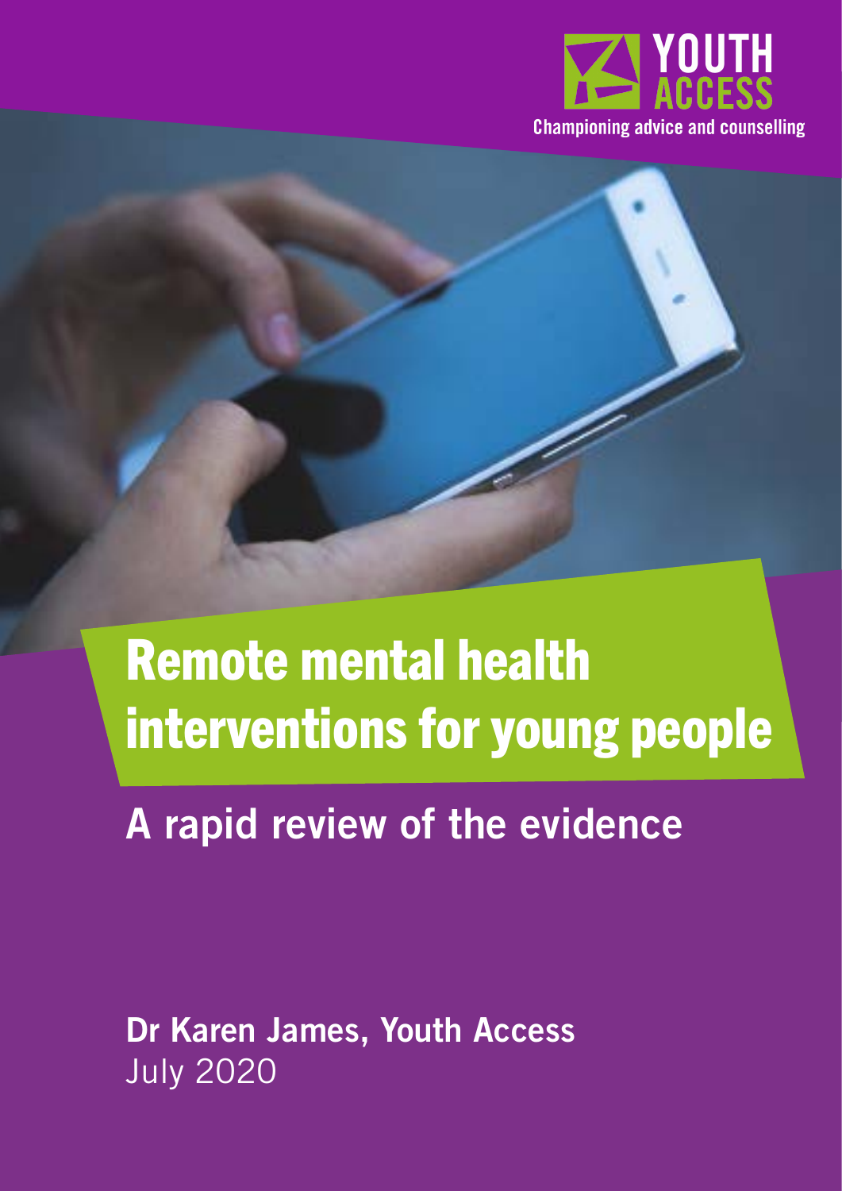YOUTH ACCESS

Championing advice and counselling

# Remote mental health interventions for young people

## A rapid review of the evidence

**Dr Karen James, Youth Access**

July 2020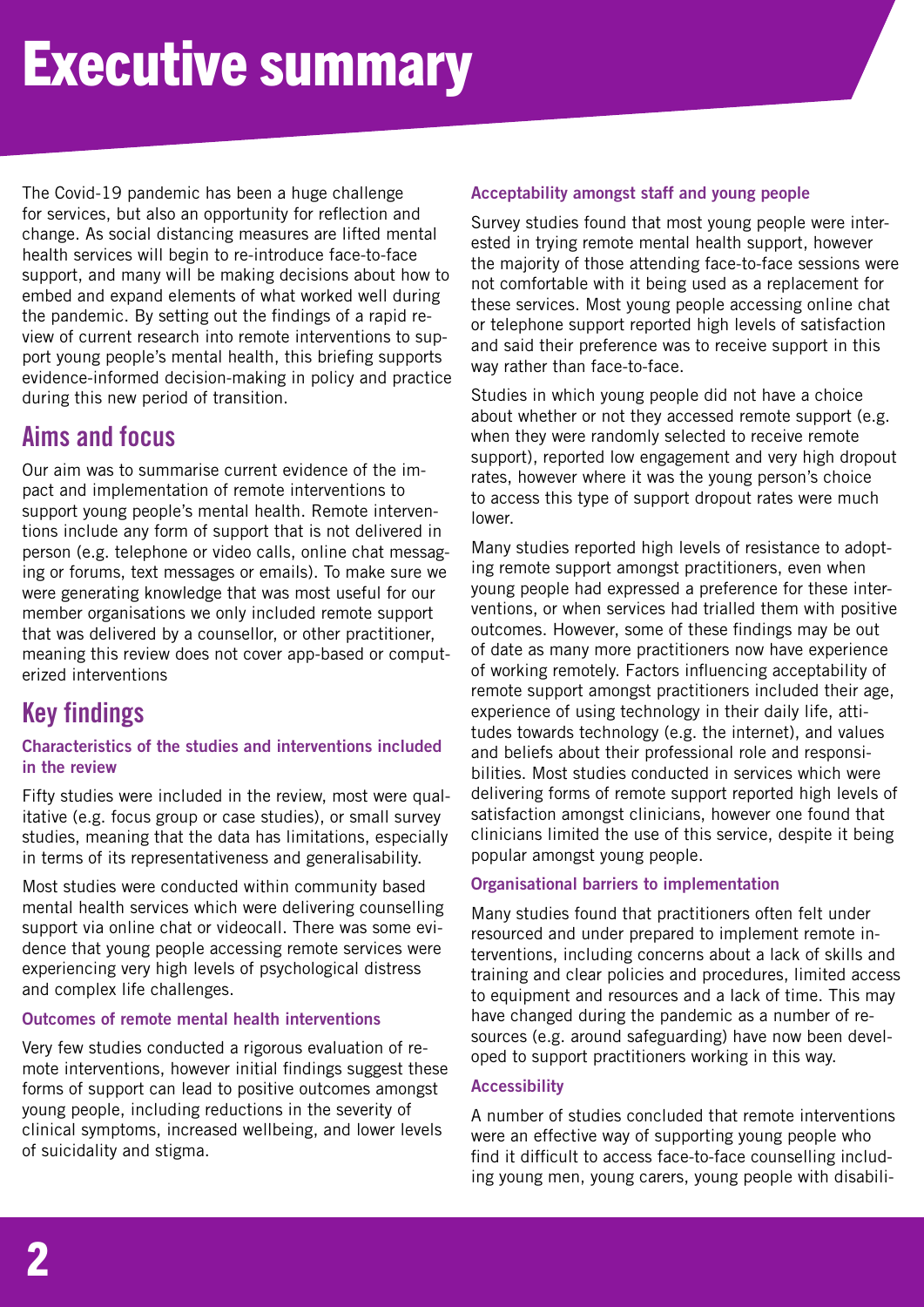# Executive summary

The Covid-19 pandemic has been a huge challenge for services, but also an opportunity for reflection and change. As social distancing measures are lifted mental health services will begin to re-introduce face-to-face support, and many will be making decisions about how to embed and expand elements of what worked well during the pandemic. By setting out the findings of a rapid review of current research into remote interventions to support young people's mental health, this briefing supports evidence-informed decision-making in policy and practice during this new period of transition.

## Aims and focus

Our aim was to summarise current evidence of the impact and implementation of remote interventions to support young people's mental health. Remote interventions include any form of support that is not delivered in person (e.g. telephone or video calls, online chat messaging or forums, text messages or emails). To make sure we were generating knowledge that was most useful for our member organisations we only included remote support that was delivered by a counsellor, or other practitioner, meaning this review does not cover app-based or computerized interventions

## Key findings

### Characteristics of the studies and interventions included in the review

Fifty studies were included in the review, most were qualitative (e.g. focus group or case studies), or small survey studies, meaning that the data has limitations, especially in terms of its representativeness and generalisability.

Most studies were conducted within community based mental health services which were delivering counselling support via online chat or videocall. There was some evidence that young people accessing remote services were experiencing very high levels of psychological distress and complex life challenges.

### Outcomes of remote mental health interventions

Very few studies conducted a rigorous evaluation of remote interventions, however initial findings suggest these forms of support can lead to positive outcomes amongst young people, including reductions in the severity of clinical symptoms, increased wellbeing, and lower levels of suicidality and stigma.

### Acceptability amongst staff and young people

Survey studies found that most young people were interested in trying remote mental health support, however the majority of those attending face-to-face sessions were not comfortable with it being used as a replacement for these services. Most young people accessing online chat or telephone support reported high levels of satisfaction and said their preference was to receive support in this way rather than face-to-face.

Studies in which young people did not have a choice about whether or not they accessed remote support (e.g. when they were randomly selected to receive remote support), reported low engagement and very high dropout rates, however where it was the young person's choice to access this type of support dropout rates were much lower.

Many studies reported high levels of resistance to adopting remote support amongst practitioners, even when young people had expressed a preference for these interventions, or when services had trialled them with positive outcomes. However, some of these findings may be out of date as many more practitioners now have experience of working remotely. Factors influencing acceptability of remote support amongst practitioners included their age, experience of using technology in their daily life, attitudes towards technology (e.g. the internet), and values and beliefs about their professional role and responsibilities. Most studies conducted in services which were delivering forms of remote support reported high levels of satisfaction amongst clinicians, however one found that clinicians limited the use of this service, despite it being popular amongst young people.

### Organisational barriers to implementation

Many studies found that practitioners often felt under resourced and under prepared to implement remote interventions, including concerns about a lack of skills and training and clear policies and procedures, limited access to equipment and resources and a lack of time. This may have changed during the pandemic as a number of resources (e.g. around safeguarding) have now been developed to support practitioners working in this way.

### Accessibility

A number of studies concluded that remote interventions were an effective way of supporting young people who find it difficult to access face-to-face counselling including young men, young carers, young people with disabili-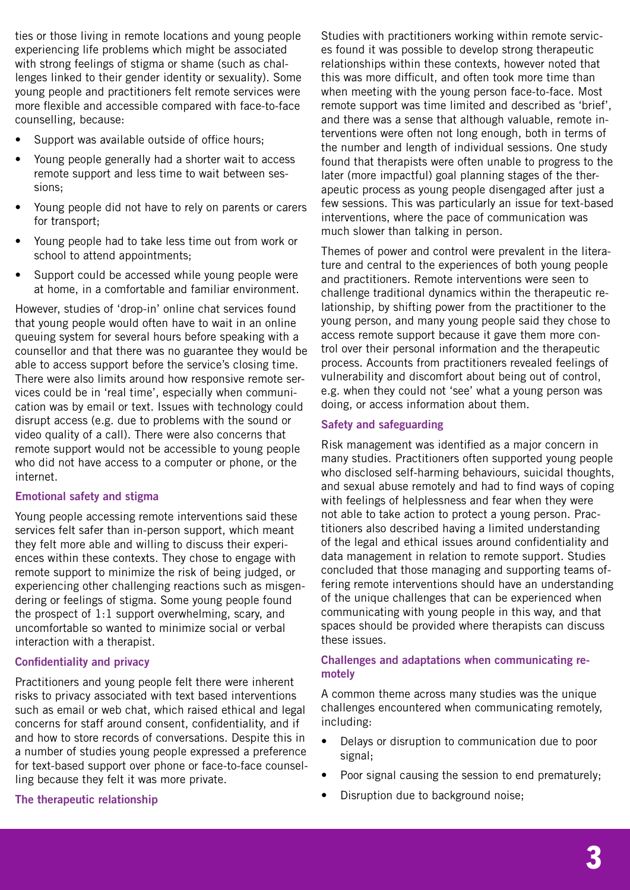ties or those living in remote locations and young people experiencing life problems which might be associated with strong feelings of stigma or shame (such as challenges linked to their gender identity or sexuality). Some young people and practitioners felt remote services were more flexible and accessible compared with face-to-face counselling, because:

- Support was available outside of office hours;
- Young people generally had a shorter wait to access remote support and less time to wait between sessions;
- Young people did not have to rely on parents or carers for transport;
- Young people had to take less time out from work or school to attend appointments;
- Support could be accessed while young people were at home, in a comfortable and familiar environment.

However, studies of 'drop-in' online chat services found that young people would often have to wait in an online queuing system for several hours before speaking with a counsellor and that there was no guarantee they would be able to access support before the service's closing time. There were also limits around how responsive remote services could be in 'real time', especially when communication was by email or text. Issues with technology could disrupt access (e.g. due to problems with the sound or video quality of a call). There were also concerns that remote support would not be accessible to young people who did not have access to a computer or phone, or the internet.

### Emotional safety and stigma

Young people accessing remote interventions said these services felt safer than in-person support, which meant they felt more able and willing to discuss their experiences within these contexts. They chose to engage with remote support to minimize the risk of being judged, or experiencing other challenging reactions such as misgendering or feelings of stigma. Some young people found the prospect of 1:1 support overwhelming, scary, and uncomfortable so wanted to minimize social or verbal interaction with a therapist.

### Confidentiality and privacy

Practitioners and young people felt there were inherent risks to privacy associated with text based interventions such as email or web chat, which raised ethical and legal concerns for staff around consent, confidentiality, and if and how to store records of conversations. Despite this in a number of studies young people expressed a preference for text-based support over phone or face-to-face counselling because they felt it was more private.

### The therapeutic relationship

Studies with practitioners working within remote services found it was possible to develop strong therapeutic relationships within these contexts, however noted that this was more difficult, and often took more time than when meeting with the young person face-to-face. Most remote support was time limited and described as 'brief', and there was a sense that although valuable, remote interventions were often not long enough, both in terms of the number and length of individual sessions. One study found that therapists were often unable to progress to the later (more impactful) goal planning stages of the therapeutic process as young people disengaged after just a few sessions. This was particularly an issue for text-based interventions, where the pace of communication was much slower than talking in person.

Themes of power and control were prevalent in the literature and central to the experiences of both young people and practitioners. Remote interventions were seen to challenge traditional dynamics within the therapeutic relationship, by shifting power from the practitioner to the young person, and many young people said they chose to access remote support because it gave them more control over their personal information and the therapeutic process. Accounts from practitioners revealed feelings of vulnerability and discomfort about being out of control, e.g. when they could not 'see' what a young person was doing, or access information about them.

### Safety and safeguarding

Risk management was identified as a major concern in many studies. Practitioners often supported young people who disclosed self-harming behaviours, suicidal thoughts, and sexual abuse remotely and had to find ways of coping with feelings of helplessness and fear when they were not able to take action to protect a young person. Practitioners also described having a limited understanding of the legal and ethical issues around confidentiality and data management in relation to remote support. Studies concluded that those managing and supporting teams offering remote interventions should have an understanding of the unique challenges that can be experienced when communicating with young people in this way, and that spaces should be provided where therapists can discuss these issues.

### Challenges and adaptations when communicating remotely

A common theme across many studies was the unique challenges encountered when communicating remotely, including:

- Delays or disruption to communication due to poor signal;
- Poor signal causing the session to end prematurely;
- Disruption due to background noise;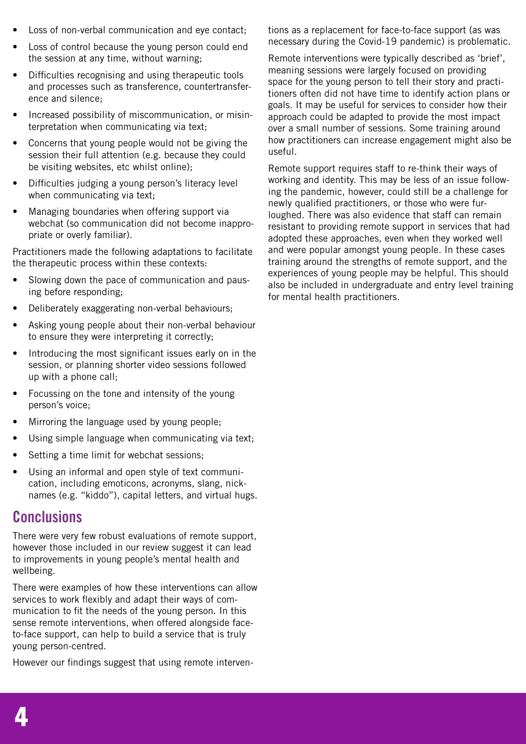- Loss of non-verbal communication and eye contact;
- Loss of control because the young person could end the session at any time, without warning;
- Difficulties recognising and using therapeutic tools and processes such as transference, countertransference and silence;
- Increased possibility of miscommunication, or misinterpretation when communicating via text;
- Concerns that young people would not be giving the session their full attention (e.g. because they could be visiting websites, etc whilst online);
- Difficulties judging a young person's literacy level when communicating via text;
- Managing boundaries when offering support via webchat (so communication did not become inappropriate or overly familiar).

Practitioners made the following adaptations to facilitate the therapeutic process within these contexts:

- Slowing down the pace of communication and pausing before responding;
- Deliberately exaggerating non-verbal behaviours;
- Asking young people about their non-verbal behaviour to ensure they were interpreting it correctly;
- Introducing the most significant issues early on in the session, or planning shorter video sessions followed up with a phone call;
- Focussing on the tone and intensity of the young person's voice;
- Mirroring the language used by young people;
- Using simple language when communicating via text;
- Setting a time limit for webchat sessions;
- Using an informal and open style of text communication, including emoticons, acronyms, slang, nicknames (e.g. "kiddo"), capital letters, and virtual hugs.

## Conclusions

There were very few robust evaluations of remote support, however those included in our review suggest it can lead to improvements in young people's mental health and wellbeing.

There were examples of how these interventions can allow services to work flexibly and adapt their ways of communication to fit the needs of the young person. In this sense remote interventions, when offered alongside face-to-face support, can help to build a service that is truly young person-centred.

However our findings suggest that using remote interventions as a replacement for face-to-face support (as was necessary during the Covid-19 pandemic) is problematic.

Remote interventions were typically described as 'brief', meaning sessions were largely focused on providing space for the young person to tell their story and practitioners often did not have time to identify action plans or goals. It may be useful for services to consider how their approach could be adapted to provide the most impact over a small number of sessions. Some training around how practitioners can increase engagement might also be useful.

Remote support requires staff to re-think their ways of working and identity. This may be less of an issue following the pandemic, however, could still be a challenge for newly qualified practitioners, or those who were furloughed. There was also evidence that staff can remain resistant to providing remote support in services that had adopted these approaches, even when they worked well and were popular amongst young people. In these cases training around the strengths of remote support, and the experiences of young people may be helpful. This should also be included in undergraduate and entry level training for mental health practitioners.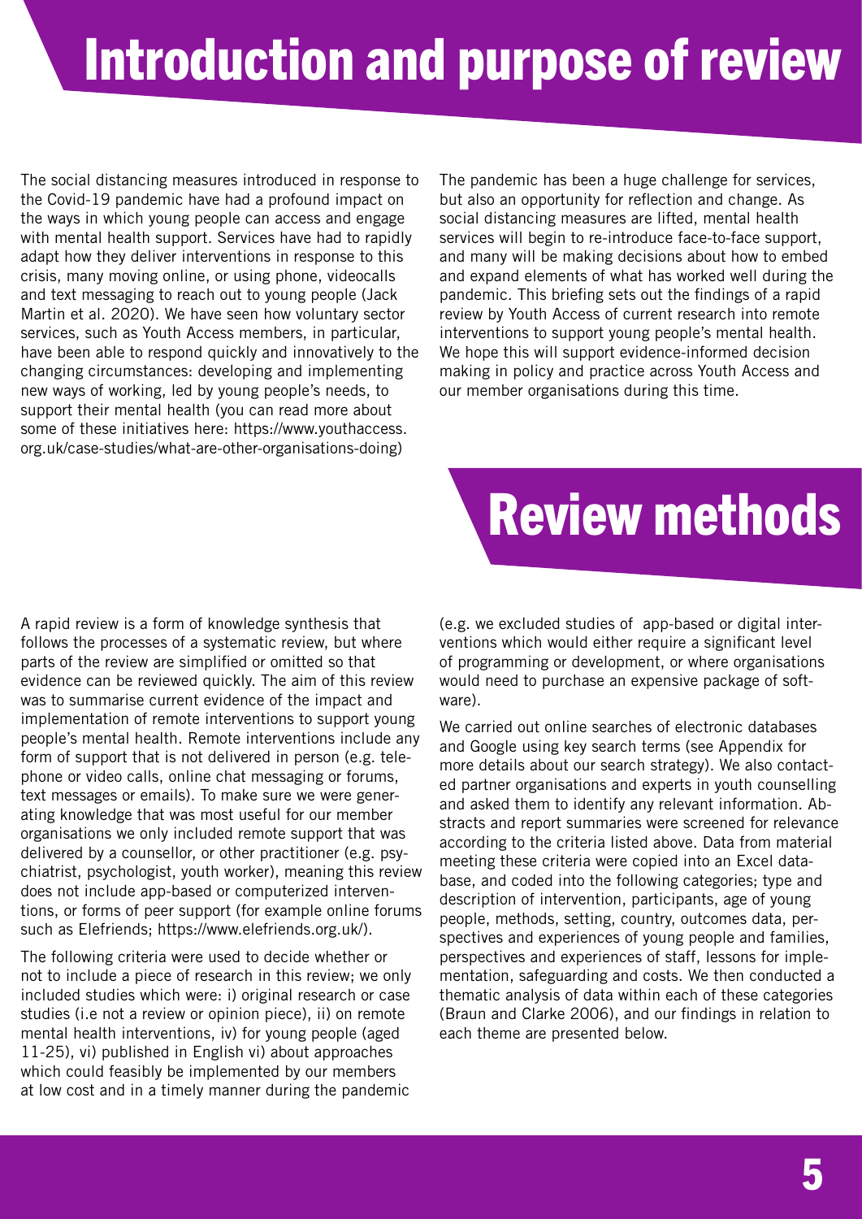# Introduction and purpose of review

The social distancing measures introduced in response to the Covid-19 pandemic have had a profound impact on the ways in which young people can access and engage with mental health support. Services have had to rapidly adapt how they deliver interventions in response to this crisis, many moving online, or using phone, videocalls and text messaging to reach out to young people (Jack Martin et al. 2020). We have seen how voluntary sector services, such as Youth Access members, in particular, have been able to respond quickly and innovatively to the changing circumstances: developing and implementing new ways of working, led by young people's needs, to support their mental health (you can read more about some of these initiatives here: https://www.youthaccess.org.uk/case-studies/what-are-other-organisations-doing)

The pandemic has been a huge challenge for services, but also an opportunity for reflection and change. As social distancing measures are lifted, mental health services will begin to re-introduce face-to-face support, and many will be making decisions about how to embed and expand elements of what has worked well during the pandemic. This briefing sets out the findings of a rapid review by Youth Access of current research into remote interventions to support young people's mental health. We hope this will support evidence-informed decision making in policy and practice across Youth Access and our member organisations during this time.

# Review methods

A rapid review is a form of knowledge synthesis that follows the processes of a systematic review, but where parts of the review are simplified or omitted so that evidence can be reviewed quickly. The aim of this review was to summarise current evidence of the impact and implementation of remote interventions to support young people's mental health. Remote interventions include any form of support that is not delivered in person (e.g. telephone or video calls, online chat messaging or forums, text messages or emails). To make sure we were generating knowledge that was most useful for our member organisations we only included remote support that was delivered by a counsellor, or other practitioner (e.g. psychiatrist, psychologist, youth worker), meaning this review does not include app-based or computerized interventions, or forms of peer support (for example online forums such as Elefriends; https://www.elefriends.org.uk/).

The following criteria were used to decide whether or not to include a piece of research in this review; we only included studies which were: i) original research or case studies (i.e not a review or opinion piece), ii) on remote mental health interventions, iv) for young people (aged 11-25), vi) published in English vi) about approaches which could feasibly be implemented by our members at low cost and in a timely manner during the pandemic (e.g. we excluded studies of app-based or digital interventions which would either require a significant level of programming or development, or where organisations would need to purchase an expensive package of software).

We carried out online searches of electronic databases and Google using key search terms (see Appendix for more details about our search strategy). We also contacted partner organisations and experts in youth counselling and asked them to identify any relevant information. Abstracts and report summaries were screened for relevance according to the criteria listed above. Data from material meeting these criteria were copied into an Excel database, and coded into the following categories; type and description of intervention, participants, age of young people, methods, setting, country, outcomes data, perspectives and experiences of young people and families, perspectives and experiences of staff, lessons for implementation, safeguarding and costs. We then conducted a thematic analysis of data within each of these categories (Braun and Clarke 2006), and our findings in relation to each theme are presented below.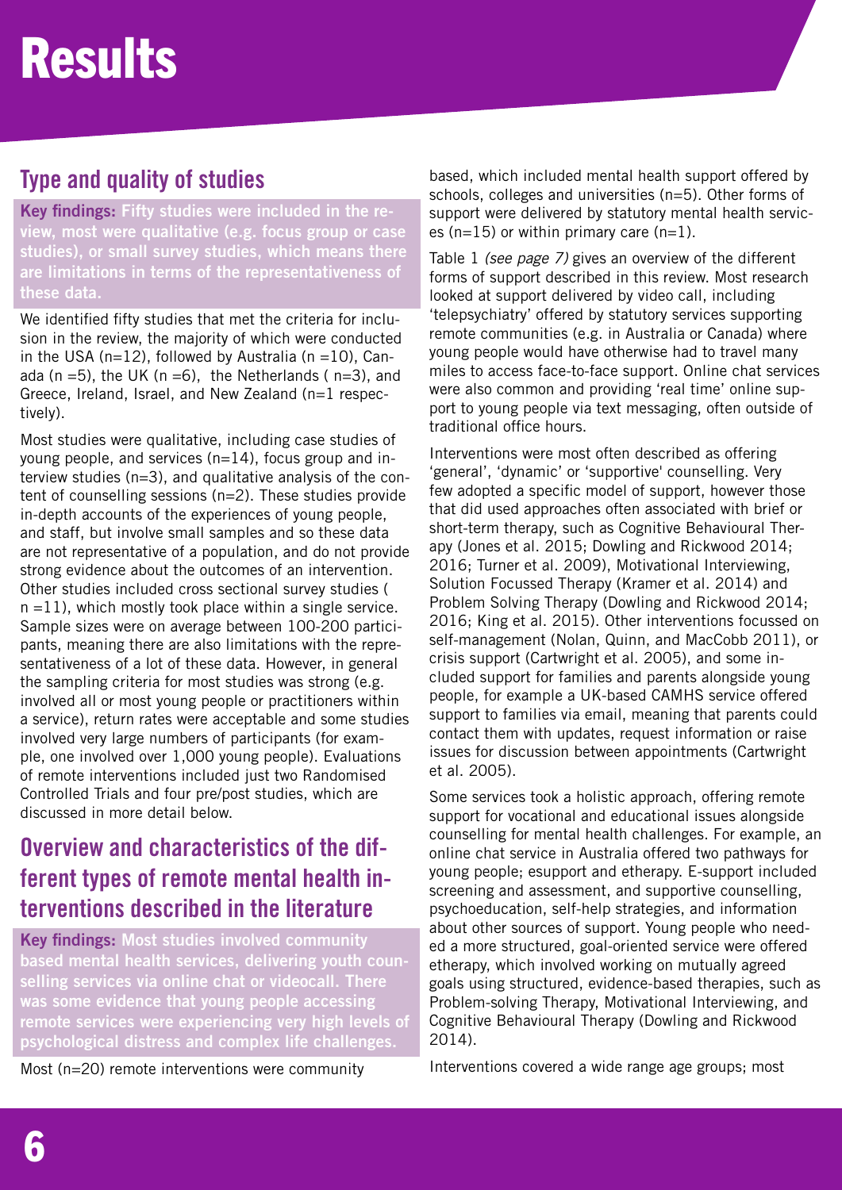# Results

## Type and quality of studies

**Key findings:** Fifty studies were included in the review, most were qualitative (e.g. focus group or case studies), or small survey studies, which means there are limitations in terms of the representativeness of these data.

We identified fifty studies that met the criteria for inclusion in the review, the majority of which were conducted in the USA (n=12), followed by Australia (n =10), Canada (n =5), the UK (n =6), the Netherlands ( n=3), and Greece, Ireland, Israel, and New Zealand (n=1 respectively).

Most studies were qualitative, including case studies of young people, and services (n=14), focus group and interview studies (n=3), and qualitative analysis of the content of counselling sessions (n=2). These studies provide in-depth accounts of the experiences of young people, and staff, but involve small samples and so these data are not representative of a population, and do not provide strong evidence about the outcomes of an intervention. Other studies included cross sectional survey studies ( n =11), which mostly took place within a single service. Sample sizes were on average between 100-200 participants, meaning there are also limitations with the representativeness of a lot of these data. However, in general the sampling criteria for most studies was strong (e.g. involved all or most young people or practitioners within a service), return rates were acceptable and some studies involved very large numbers of participants (for example, one involved over 1,000 young people). Evaluations of remote interventions included just two Randomised Controlled Trials and four pre/post studies, which are discussed in more detail below.

## Overview and characteristics of the different types of remote mental health interventions described in the literature

**Key findings:** Most studies involved community based mental health services, delivering youth counselling services via online chat or videocall. There was some evidence that young people accessing remote services were experiencing very high levels of psychological distress and complex life challenges.

Most (n=20) remote interventions were community based, which included mental health support offered by schools, colleges and universities (n=5). Other forms of support were delivered by statutory mental health services (n=15) or within primary care (n=1).

Table 1 *(see page 7)* gives an overview of the different forms of support described in this review. Most research looked at support delivered by video call, including 'telepsychiatry' offered by statutory services supporting remote communities (e.g. in Australia or Canada) where young people would have otherwise had to travel many miles to access face-to-face support. Online chat services were also common and providing 'real time' online support to young people via text messaging, often outside of traditional office hours.

Interventions were most often described as offering 'general', 'dynamic' or 'supportive' counselling. Very few adopted a specific model of support, however those that did used approaches often associated with brief or short-term therapy, such as Cognitive Behavioural Therapy (Jones et al. 2015; Dowling and Rickwood 2014; 2016; Turner et al. 2009), Motivational Interviewing, Solution Focussed Therapy (Kramer et al. 2014) and Problem Solving Therapy (Dowling and Rickwood 2014; 2016; King et al. 2015). Other interventions focussed on self-management (Nolan, Quinn, and MacCobb 2011), or crisis support (Cartwright et al. 2005), and some included support for families and parents alongside young people, for example a UK-based CAMHS service offered support to families via email, meaning that parents could contact them with updates, request information or raise issues for discussion between appointments (Cartwright et al. 2005).

Some services took a holistic approach, offering remote support for vocational and educational issues alongside counselling for mental health challenges. For example, an online chat service in Australia offered two pathways for young people; esupport and etherapy. E-support included screening and assessment, and supportive counselling, psychoeducation, self-help strategies, and information about other sources of support. Young people who needed a more structured, goal-oriented service were offered etherapy, which involved working on mutually agreed goals using structured, evidence-based therapies, such as Problem-solving Therapy, Motivational Interviewing, and Cognitive Behavioural Therapy (Dowling and Rickwood 2014).

Interventions covered a wide range age groups; most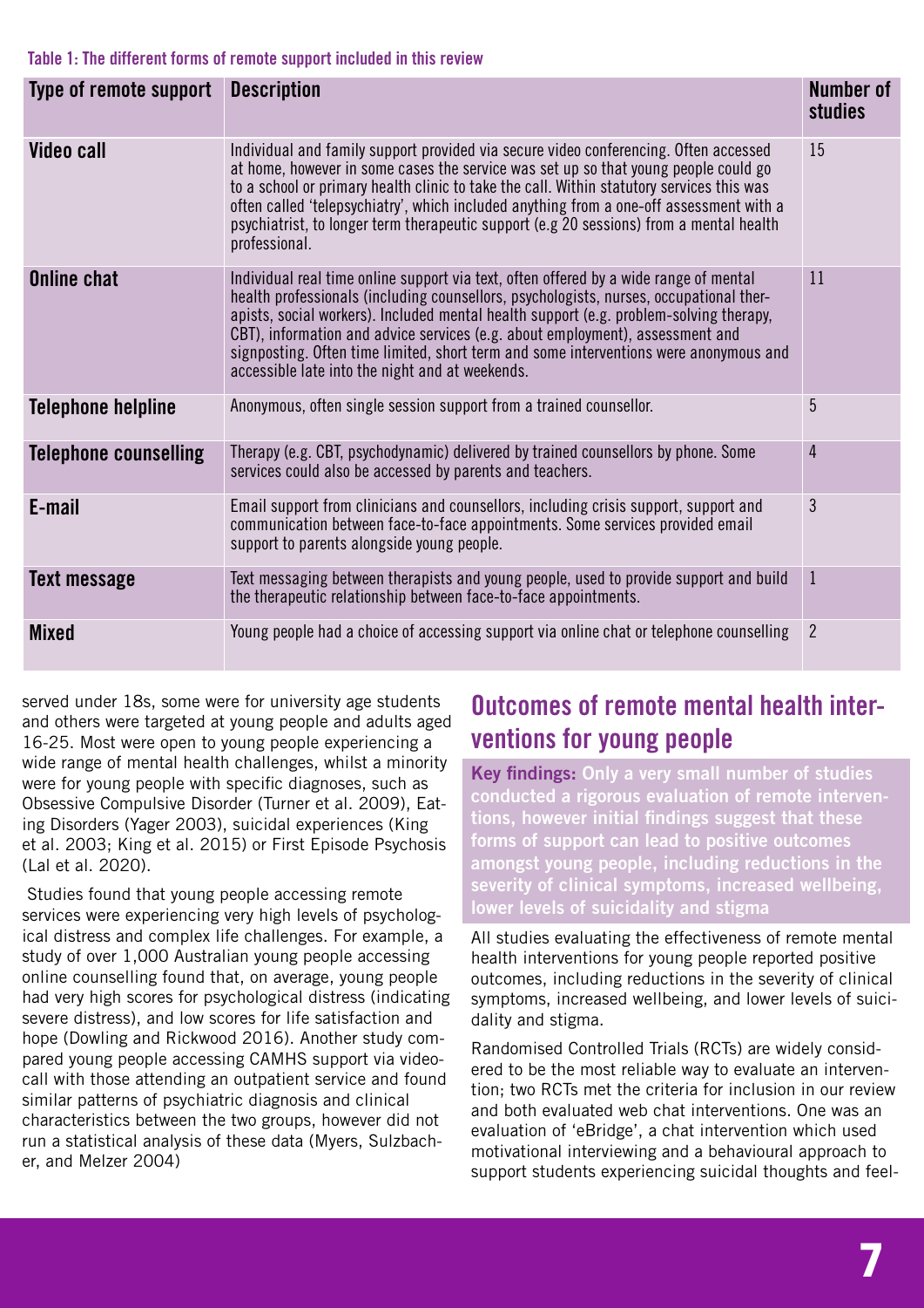Table 1: The different forms of remote support included in this review

| Type of remote support | Description | Number of studies |
|---|---|---|
| **Video call** | Individual and family support provided via secure video conferencing. Often accessed at home, however in some cases the service was set up so that young people could go to a school or primary health clinic to take the call. Within statutory services this was often called 'telepsychiatry', which included anything from a one-off assessment with a psychiatrist, to longer term therapeutic support (e.g 20 sessions) from a mental health professional. | 15 |
| **Online chat** | Individual real time online support via text, often offered by a wide range of mental health professionals (including counsellors, psychologists, nurses, occupational therapists, social workers). Included mental health support (e.g. problem-solving therapy, CBT), information and advice services (e.g. about employment), assessment and signposting. Often time limited, short term and some interventions were anonymous and accessible late into the night and at weekends. | 11 |
| **Telephone helpline** | Anonymous, often single session support from a trained counsellor. | 5 |
| **Telephone counselling** | Therapy (e.g. CBT, psychodynamic) delivered by trained counsellors by phone. Some services could also be accessed by parents and teachers. | 4 |
| **E-mail** | Email support from clinicians and counsellors, including crisis support, support and communication between face-to-face appointments. Some services provided email support to parents alongside young people. | 3 |
| **Text message** | Text messaging between therapists and young people, used to provide support and build the therapeutic relationship between face-to-face appointments. | 1 |
| **Mixed** | Young people had a choice of accessing support via online chat or telephone counselling | 2 |

served under 18s, some were for university age students and others were targeted at young people and adults aged 16-25. Most were open to young people experiencing a wide range of mental health challenges, whilst a minority were for young people with specific diagnoses, such as Obsessive Compulsive Disorder (Turner et al. 2009), Eating Disorders (Yager 2003), suicidal experiences (King et al. 2003; King et al. 2015) or First Episode Psychosis (Lal et al. 2020).

Studies found that young people accessing remote services were experiencing very high levels of psychological distress and complex life challenges. For example, a study of over 1,000 Australian young people accessing online counselling found that, on average, young people had very high scores for psychological distress (indicating severe distress), and low scores for life satisfaction and hope (Dowling and Rickwood 2016). Another study compared young people accessing CAMHS support via video-call with those attending an outpatient service and found similar patterns of psychiatric diagnosis and clinical characteristics between the two groups, however did not run a statistical analysis of these data (Myers, Sulzbacher, and Melzer 2004)

## Outcomes of remote mental health interventions for young people

**Key findings: Only a very small number of studies conducted a rigorous evaluation of remote interventions, however initial findings suggest that these forms of support can lead to positive outcomes amongst young people, including reductions in the severity of clinical symptoms, increased wellbeing, lower levels of suicidality and stigma**

All studies evaluating the effectiveness of remote mental health interventions for young people reported positive outcomes, including reductions in the severity of clinical symptoms, increased wellbeing, and lower levels of suicidality and stigma.

Randomised Controlled Trials (RCTs) are widely considered to be the most reliable way to evaluate an intervention; two RCTs met the criteria for inclusion in our review and both evaluated web chat interventions. One was an evaluation of 'eBridge', a chat intervention which used motivational interviewing and a behavioural approach to support students experiencing suicidal thoughts and feel-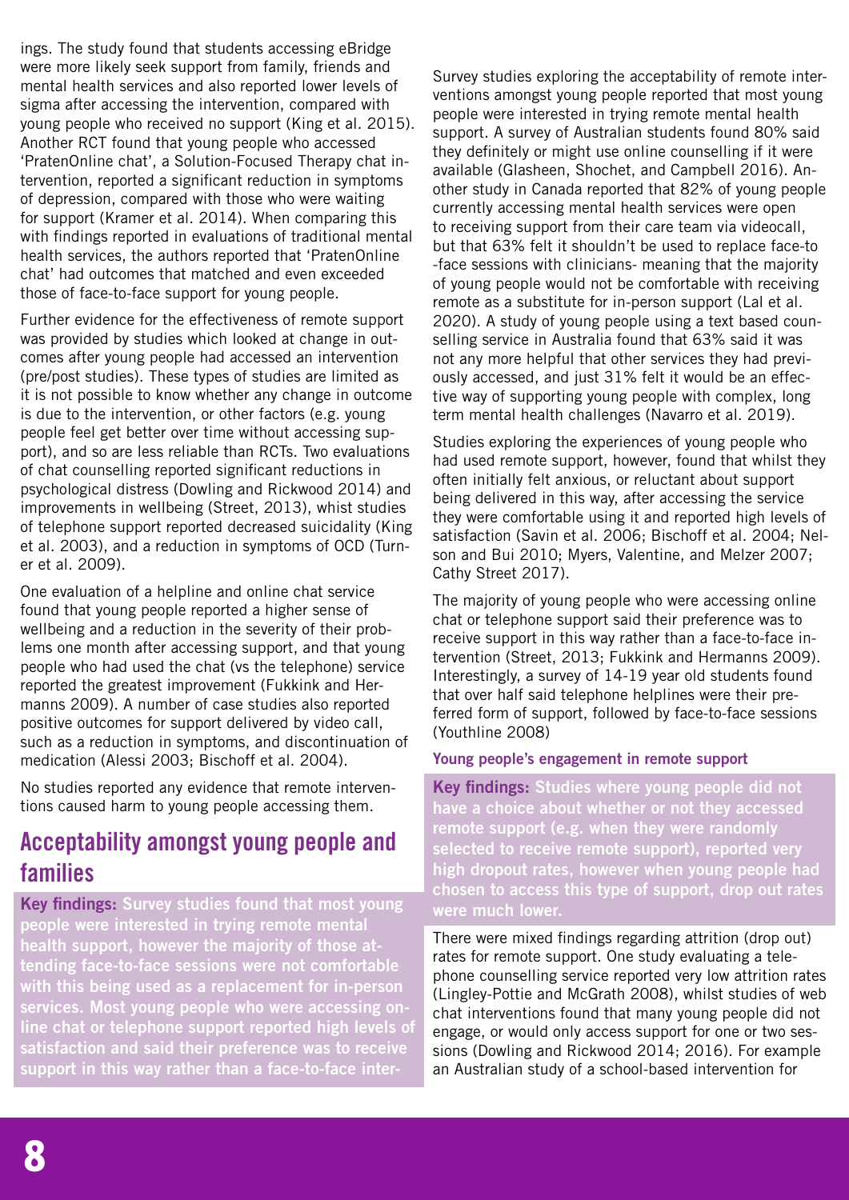ings. The study found that students accessing eBridge were more likely seek support from family, friends and mental health services and also reported lower levels of sigma after accessing the intervention, compared with young people who received no support (King et al. 2015). Another RCT found that young people who accessed 'PratenOnline chat', a Solution-Focused Therapy chat intervention, reported a significant reduction in symptoms of depression, compared with those who were waiting for support (Kramer et al. 2014). When comparing this with findings reported in evaluations of traditional mental health services, the authors reported that 'PratenOnline chat' had outcomes that matched and even exceeded those of face-to-face support for young people.

Further evidence for the effectiveness of remote support was provided by studies which looked at change in outcomes after young people had accessed an intervention (pre/post studies). These types of studies are limited as it is not possible to know whether any change in outcome is due to the intervention, or other factors (e.g. young people feel get better over time without accessing support), and so are less reliable than RCTs. Two evaluations of chat counselling reported significant reductions in psychological distress (Dowling and Rickwood 2014) and improvements in wellbeing (Street, 2013), whist studies of telephone support reported decreased suicidality (King et al. 2003), and a reduction in symptoms of OCD (Turner et al. 2009).

One evaluation of a helpline and online chat service found that young people reported a higher sense of wellbeing and a reduction in the severity of their problems one month after accessing support, and that young people who had used the chat (vs the telephone) service reported the greatest improvement (Fukkink and Hermanns 2009). A number of case studies also reported positive outcomes for support delivered by video call, such as a reduction in symptoms, and discontinuation of medication (Alessi 2003; Bischoff et al. 2004).

No studies reported any evidence that remote interventions caused harm to young people accessing them.

## Acceptability amongst young people and families

**Key findings: Survey studies found that most young people were interested in trying remote mental health support, however the majority of those attending face-to-face sessions were not comfortable with this being used as a replacement for in-person services. Most young people who were accessing online chat or telephone support reported high levels of satisfaction and said their preference was to receive support in this way rather than a face-to-face inter-**

Survey studies exploring the acceptability of remote interventions amongst young people reported that most young people were interested in trying remote mental health support. A survey of Australian students found 80% said they definitely or might use online counselling if it were available (Glasheen, Shochet, and Campbell 2016). Another study in Canada reported that 82% of young people currently accessing mental health services were open to receiving support from their care team via videocall, but that 63% felt it shouldn't be used to replace face-to -face sessions with clinicians- meaning that the majority of young people would not be comfortable with receiving remote as a substitute for in-person support (Lal et al. 2020). A study of young people using a text based counselling service in Australia found that 63% said it was not any more helpful that other services they had previously accessed, and just 31% felt it would be an effective way of supporting young people with complex, long term mental health challenges (Navarro et al. 2019).

Studies exploring the experiences of young people who had used remote support, however, found that whilst they often initially felt anxious, or reluctant about support being delivered in this way, after accessing the service they were comfortable using it and reported high levels of satisfaction (Savin et al. 2006; Bischoff et al. 2004; Nelson and Bui 2010; Myers, Valentine, and Melzer 2007; Cathy Street 2017).

The majority of young people who were accessing online chat or telephone support said their preference was to receive support in this way rather than a face-to-face intervention (Street, 2013; Fukkink and Hermanns 2009). Interestingly, a survey of 14-19 year old students found that over half said telephone helplines were their preferred form of support, followed by face-to-face sessions (Youthline 2008)

### Young people's engagement in remote support

**Key findings: Studies where young people did not have a choice about whether or not they accessed remote support (e.g. when they were randomly selected to receive remote support), reported very high dropout rates, however when young people had chosen to access this type of support, drop out rates were much lower.**

There were mixed findings regarding attrition (drop out) rates for remote support. One study evaluating a telephone counselling service reported very low attrition rates (Lingley-Pottie and McGrath 2008), whilst studies of web chat interventions found that many young people did not engage, or would only access support for one or two sessions (Dowling and Rickwood 2014; 2016). For example an Australian study of a school-based intervention for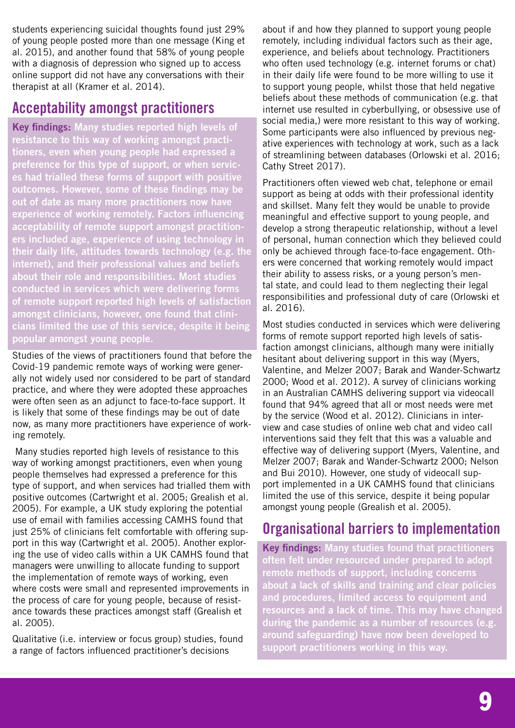students experiencing suicidal thoughts found just 29% of young people posted more than one message (King et al. 2015), and another found that 58% of young people with a diagnosis of depression who signed up to access online support did not have any conversations with their therapist at all (Kramer et al. 2014).

## Acceptability amongst practitioners

**Key findings:** Many studies reported high levels of resistance to this way of working amongst practitioners, even when young people had expressed a preference for this type of support, or when services had trialled these forms of support with positive outcomes. However, some of these findings may be out of date as many more practitioners now have experience of working remotely. Factors influencing acceptability of remote support amongst practitioners included age, experience of using technology in their daily life, attitudes towards technology (e.g. the internet), and their professional values and beliefs about their role and responsibilities. Most studies conducted in services which were delivering forms of remote support reported high levels of satisfaction amongst clinicians, however, one found that clinicians limited the use of this service, despite it being popular amongst young people.

Studies of the views of practitioners found that before the Covid-19 pandemic remote ways of working were generally not widely used nor considered to be part of standard practice, and where they were adopted these approaches were often seen as an adjunct to face-to-face support. It is likely that some of these findings may be out of date now, as many more practitioners have experience of working remotely.

Many studies reported high levels of resistance to this way of working amongst practitioners, even when young people themselves had expressed a preference for this type of support, and when services had trialled them with positive outcomes (Cartwright et al. 2005; Grealish et al. 2005). For example, a UK study exploring the potential use of email with families accessing CAMHS found that just 25% of clinicians felt comfortable with offering support in this way (Cartwright et al. 2005). Another exploring the use of video calls within a UK CAMHS found that managers were unwilling to allocate funding to support the implementation of remote ways of working, even where costs were small and represented improvements in the process of care for young people, because of resistance towards these practices amongst staff (Grealish et al. 2005).

Qualitative (i.e. interview or focus group) studies, found a range of factors influenced practitioner's decisions about if and how they planned to support young people remotely, including individual factors such as their age, experience, and beliefs about technology. Practitioners who often used technology (e.g. internet forums or chat) in their daily life were found to be more willing to use it to support young people, whilst those that held negative beliefs about these methods of communication (e.g. that internet use resulted in cyberbullying, or obsessive use of social media,) were more resistant to this way of working. Some participants were also influenced by previous negative experiences with technology at work, such as a lack of streamlining between databases (Orlowski et al. 2016; Cathy Street 2017).

Practitioners often viewed web chat, telephone or email support as being at odds with their professional identity and skillset. Many felt they would be unable to provide meaningful and effective support to young people, and develop a strong therapeutic relationship, without a level of personal, human connection which they believed could only be achieved through face-to-face engagement. Others were concerned that working remotely would impact their ability to assess risks, or a young person's mental state, and could lead to them neglecting their legal responsibilities and professional duty of care (Orlowski et al. 2016).

Most studies conducted in services which were delivering forms of remote support reported high levels of satisfaction amongst clinicians, although many were initially hesitant about delivering support in this way (Myers, Valentine, and Melzer 2007; Barak and Wander-Schwartz 2000; Wood et al. 2012). A survey of clinicians working in an Australian CAMHS delivering support via videocall found that 94% agreed that all or most needs were met by the service (Wood et al. 2012). Clinicians in interview and case studies of online web chat and video call interventions said they felt that this was a valuable and effective way of delivering support (Myers, Valentine, and Melzer 2007; Barak and Wander-Schwartz 2000; Nelson and Bui 2010). However, one study of videocall support implemented in a UK CAMHS found that clinicians limited the use of this service, despite it being popular amongst young people (Grealish et al. 2005).

## Organisational barriers to implementation

**Key findings:** Many studies found that practitioners often felt under resourced under prepared to adopt remote methods of support, including concerns about a lack of skills and training and clear policies and procedures, limited access to equipment and resources and a lack of time. This may have changed during the pandemic as a number of resources (e.g. around safeguarding) have now been developed to support practitioners working in this way.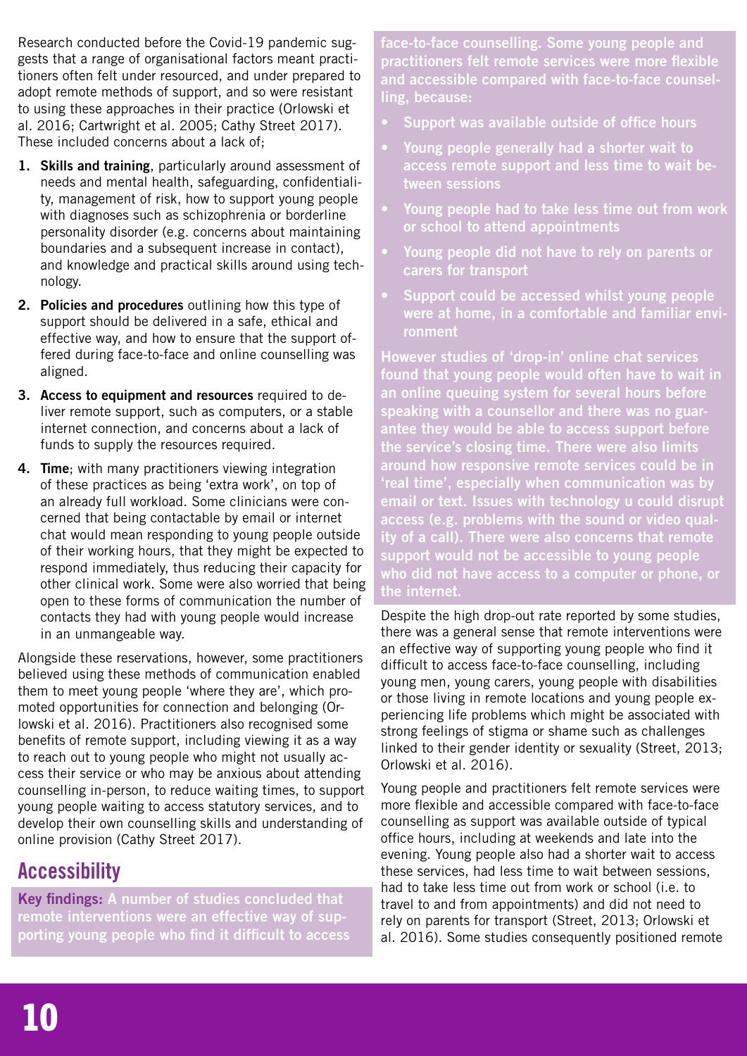Research conducted before the Covid-19 pandemic suggests that a range of organisational factors meant practitioners often felt under resourced, and under prepared to adopt remote methods of support, and so were resistant to using these approaches in their practice (Orlowski et al. 2016; Cartwright et al. 2005; Cathy Street 2017). These included concerns about a lack of;

1. **Skills and training**, particularly around assessment of needs and mental health, safeguarding, confidentiality, management of risk, how to support young people with diagnoses such as schizophrenia or borderline personality disorder (e.g. concerns about maintaining boundaries and a subsequent increase in contact), and knowledge and practical skills around using technology.
2. **Policies and procedures** outlining how this type of support should be delivered in a safe, ethical and effective way, and how to ensure that the support offered during face-to-face and online counselling was aligned.
3. **Access to equipment and resources** required to deliver remote support, such as computers, or a stable internet connection, and concerns about a lack of funds to supply the resources required.
4. **Time**; with many practitioners viewing integration of these practices as being 'extra work', on top of an already full workload. Some clinicians were concerned that being contactable by email or internet chat would mean responding to young people outside of their working hours, that they might be expected to respond immediately, thus reducing their capacity for other clinical work. Some were also worried that being open to these forms of communication the number of contacts they had with young people would increase in an unmangeable way.

Alongside these reservations, however, some practitioners believed using these methods of communication enabled them to meet young people 'where they are', which promoted opportunities for connection and belonging (Orlowski et al. 2016). Practitioners also recognised some benefits of remote support, including viewing it as a way to reach out to young people who might not usually access their service or who may be anxious about attending counselling in-person, to reduce waiting times, to support young people waiting to access statutory services, and to develop their own counselling skills and understanding of online provision (Cathy Street 2017).

## Accessibility

**Key findings:** **A number of studies concluded that remote interventions were an effective way of supporting young people who find it difficult to access face-to-face counselling. Some young people and practitioners felt remote services were more flexible and accessible compared with face-to-face counselling, because:**

- **Support was available outside of office hours**
- **Young people generally had a shorter wait to access remote support and less time to wait between sessions**
- **Young people had to take less time out from work or school to attend appointments**
- **Young people did not have to rely on parents or carers for transport**
- **Support could be accessed whilst young people were at home, in a comfortable and familiar environment**

**However studies of 'drop-in' online chat services found that young people would often have to wait in an online queuing system for several hours before speaking with a counsellor and there was no guarantee they would be able to access support before the service's closing time. There were also limits around how responsive remote services could be in 'real time', especially when communication was by email or text. Issues with technology u could disrupt access (e.g. problems with the sound or video quality of a call). There were also concerns that remote support would not be accessible to young people who did not have access to a computer or phone, or the internet.**

Despite the high drop-out rate reported by some studies, there was a general sense that remote interventions were an effective way of supporting young people who find it difficult to access face-to-face counselling, including young men, young carers, young people with disabilities or those living in remote locations and young people experiencing life problems which might be associated with strong feelings of stigma or shame such as challenges linked to their gender identity or sexuality (Street, 2013; Orlowski et al. 2016).

Young people and practitioners felt remote services were more flexible and accessible compared with face-to-face counselling as support was available outside of typical office hours, including at weekends and late into the evening. Young people also had a shorter wait to access these services, had less time to wait between sessions, had to take less time out from work or school (i.e. to travel to and from appointments) and did not need to rely on parents for transport (Street, 2013; Orlowski et al. 2016). Some studies consequently positioned remote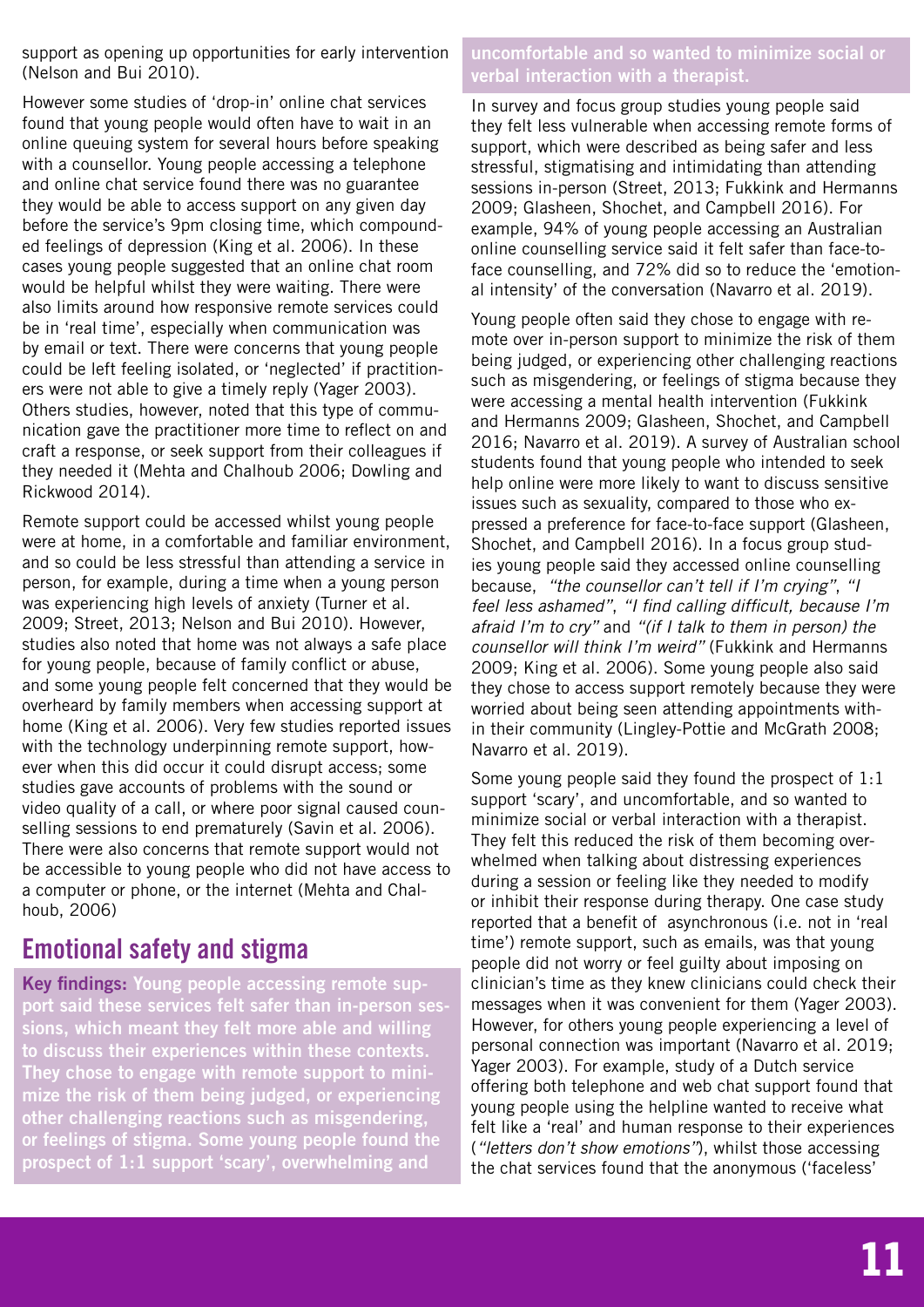support as opening up opportunities for early intervention (Nelson and Bui 2010).

However some studies of 'drop-in' online chat services found that young people would often have to wait in an online queuing system for several hours before speaking with a counsellor. Young people accessing a telephone and online chat service found there was no guarantee they would be able to access support on any given day before the service's 9pm closing time, which compounded feelings of depression (King et al. 2006). In these cases young people suggested that an online chat room would be helpful whilst they were waiting. There were also limits around how responsive remote services could be in 'real time', especially when communication was by email or text. There were concerns that young people could be left feeling isolated, or 'neglected' if practitioners were not able to give a timely reply (Yager 2003). Others studies, however, noted that this type of communication gave the practitioner more time to reflect on and craft a response, or seek support from their colleagues if they needed it (Mehta and Chalhoub 2006; Dowling and Rickwood 2014).

Remote support could be accessed whilst young people were at home, in a comfortable and familiar environment, and so could be less stressful than attending a service in person, for example, during a time when a young person was experiencing high levels of anxiety (Turner et al. 2009; Street, 2013; Nelson and Bui 2010). However, studies also noted that home was not always a safe place for young people, because of family conflict or abuse, and some young people felt concerned that they would be overheard by family members when accessing support at home (King et al. 2006). Very few studies reported issues with the technology underpinning remote support, however when this did occur it could disrupt access; some studies gave accounts of problems with the sound or video quality of a call, or where poor signal caused counselling sessions to end prematurely (Savin et al. 2006). There were also concerns that remote support would not be accessible to young people who did not have access to a computer or phone, or the internet (Mehta and Chalhoub, 2006)

## Emotional safety and stigma

**Key findings:** Young people accessing remote support said these services felt safer than in-person sessions, which meant they felt more able and willing to discuss their experiences within these contexts. They chose to engage with remote support to minimize the risk of them being judged, or experiencing other challenging reactions such as misgendering, or feelings of stigma. Some young people found the prospect of 1:1 support 'scary', overwhelming and uncomfortable and so wanted to minimize social or verbal interaction with a therapist.

In survey and focus group studies young people said they felt less vulnerable when accessing remote forms of support, which were described as being safer and less stressful, stigmatising and intimidating than attending sessions in-person (Street, 2013; Fukkink and Hermanns 2009; Glasheen, Shochet, and Campbell 2016). For example, 94% of young people accessing an Australian online counselling service said it felt safer than face-to-face counselling, and 72% did so to reduce the 'emotional intensity' of the conversation (Navarro et al. 2019).

Young people often said they chose to engage with remote over in-person support to minimize the risk of them being judged, or experiencing other challenging reactions such as misgendering, or feelings of stigma because they were accessing a mental health intervention (Fukkink and Hermanns 2009; Glasheen, Shochet, and Campbell 2016; Navarro et al. 2019). A survey of Australian school students found that young people who intended to seek help online were more likely to want to discuss sensitive issues such as sexuality, compared to those who expressed a preference for face-to-face support (Glasheen, Shochet, and Campbell 2016). In a focus group studies young people said they accessed online counselling because, *"the counsellor can't tell if I'm crying"*, *"I feel less ashamed"*, *"I find calling difficult, because I'm afraid I'm to cry"* and *"(if I talk to them in person) the counsellor will think I'm weird"* (Fukkink and Hermanns 2009; King et al. 2006). Some young people also said they chose to access support remotely because they were worried about being seen attending appointments within their community (Lingley-Pottie and McGrath 2008; Navarro et al. 2019).

Some young people said they found the prospect of 1:1 support 'scary', and uncomfortable, and so wanted to minimize social or verbal interaction with a therapist. They felt this reduced the risk of them becoming overwhelmed when talking about distressing experiences during a session or feeling like they needed to modify or inhibit their response during therapy. One case study reported that a benefit of asynchronous (i.e. not in 'real time') remote support, such as emails, was that young people did not worry or feel guilty about imposing on clinician's time as they knew clinicians could check their messages when it was convenient for them (Yager 2003). However, for others young people experiencing a level of personal connection was important (Navarro et al. 2019; Yager 2003). For example, study of a Dutch service offering both telephone and web chat support found that young people using the helpline wanted to receive what felt like a 'real' and human response to their experiences (*"letters don't show emotions"*), whilst those accessing the chat services found that the anonymous ('faceless'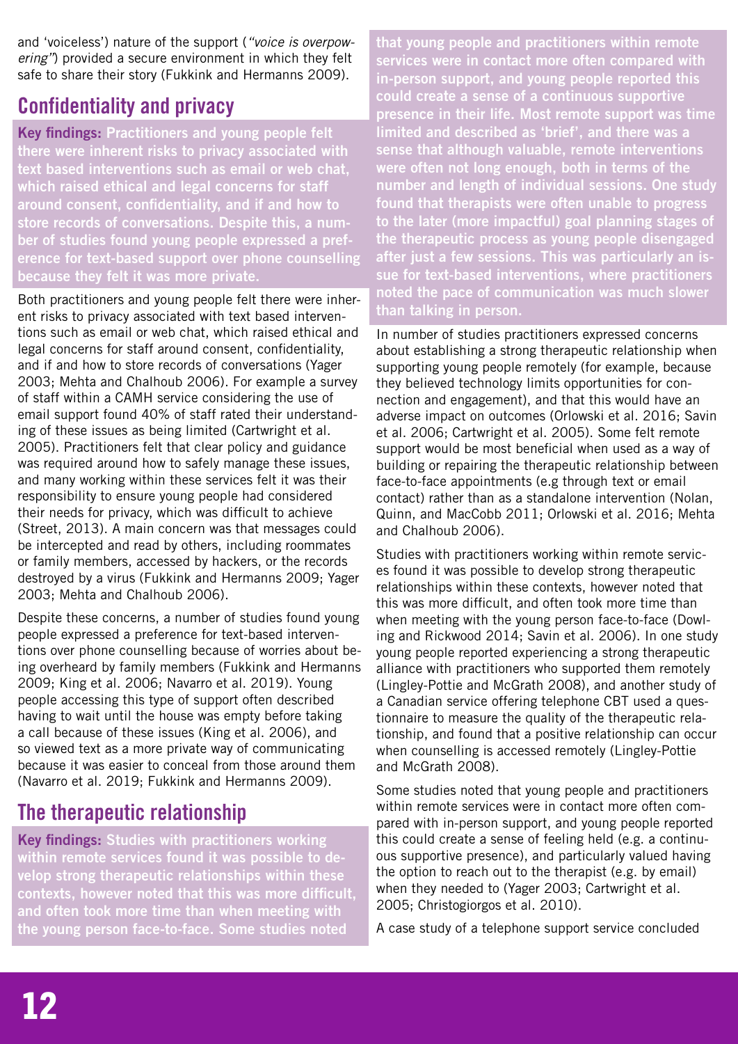and 'voiceless') nature of the support (*"voice is overpowering"*) provided a secure environment in which they felt safe to share their story (Fukkink and Hermanns 2009).

## Confidentiality and privacy

**Key findings: Practitioners and young people felt there were inherent risks to privacy associated with text based interventions such as email or web chat, which raised ethical and legal concerns for staff around consent, confidentiality, and if and how to store records of conversations. Despite this, a number of studies found young people expressed a preference for text-based support over phone counselling because they felt it was more private.**

Both practitioners and young people felt there were inherent risks to privacy associated with text based interventions such as email or web chat, which raised ethical and legal concerns for staff around consent, confidentiality, and if and how to store records of conversations (Yager 2003; Mehta and Chalhoub 2006). For example a survey of staff within a CAMH service considering the use of email support found 40% of staff rated their understanding of these issues as being limited (Cartwright et al. 2005). Practitioners felt that clear policy and guidance was required around how to safely manage these issues, and many working within these services felt it was their responsibility to ensure young people had considered their needs for privacy, which was difficult to achieve (Street, 2013). A main concern was that messages could be intercepted and read by others, including roommates or family members, accessed by hackers, or the records destroyed by a virus (Fukkink and Hermanns 2009; Yager 2003; Mehta and Chalhoub 2006).

Despite these concerns, a number of studies found young people expressed a preference for text-based interventions over phone counselling because of worries about being overheard by family members (Fukkink and Hermanns 2009; King et al. 2006; Navarro et al. 2019). Young people accessing this type of support often described having to wait until the house was empty before taking a call because of these issues (King et al. 2006), and so viewed text as a more private way of communicating because it was easier to conceal from those around them (Navarro et al. 2019; Fukkink and Hermanns 2009).

## The therapeutic relationship

**Key findings: Studies with practitioners working within remote services found it was possible to develop strong therapeutic relationships within these contexts, however noted that this was more difficult, and often took more time than when meeting with the young person face-to-face. Some studies noted that young people and practitioners within remote services were in contact more often compared with in-person support, and young people reported this could create a sense of a continuous supportive presence in their life. Most remote support was time limited and described as 'brief', and there was a sense that although valuable, remote interventions were often not long enough, both in terms of the number and length of individual sessions. One study found that therapists were often unable to progress to the later (more impactful) goal planning stages of the therapeutic process as young people disengaged after just a few sessions. This was particularly an issue for text-based interventions, where practitioners noted the pace of communication was much slower than talking in person.**

In number of studies practitioners expressed concerns about establishing a strong therapeutic relationship when supporting young people remotely (for example, because they believed technology limits opportunities for connection and engagement), and that this would have an adverse impact on outcomes (Orlowski et al. 2016; Savin et al. 2006; Cartwright et al. 2005). Some felt remote support would be most beneficial when used as a way of building or repairing the therapeutic relationship between face-to-face appointments (e.g through text or email contact) rather than as a standalone intervention (Nolan, Quinn, and MacCobb 2011; Orlowski et al. 2016; Mehta and Chalhoub 2006).

Studies with practitioners working within remote services found it was possible to develop strong therapeutic relationships within these contexts, however noted that this was more difficult, and often took more time than when meeting with the young person face-to-face (Dowling and Rickwood 2014; Savin et al. 2006). In one study young people reported experiencing a strong therapeutic alliance with practitioners who supported them remotely (Lingley-Pottie and McGrath 2008), and another study of a Canadian service offering telephone CBT used a questionnaire to measure the quality of the therapeutic relationship, and found that a positive relationship can occur when counselling is accessed remotely (Lingley-Pottie and McGrath 2008).

Some studies noted that young people and practitioners within remote services were in contact more often compared with in-person support, and young people reported this could create a sense of feeling held (e.g. a continuous supportive presence), and particularly valued having the option to reach out to the therapist (e.g. by email) when they needed to (Yager 2003; Cartwright et al. 2005; Christogiorgos et al. 2010).

A case study of a telephone support service concluded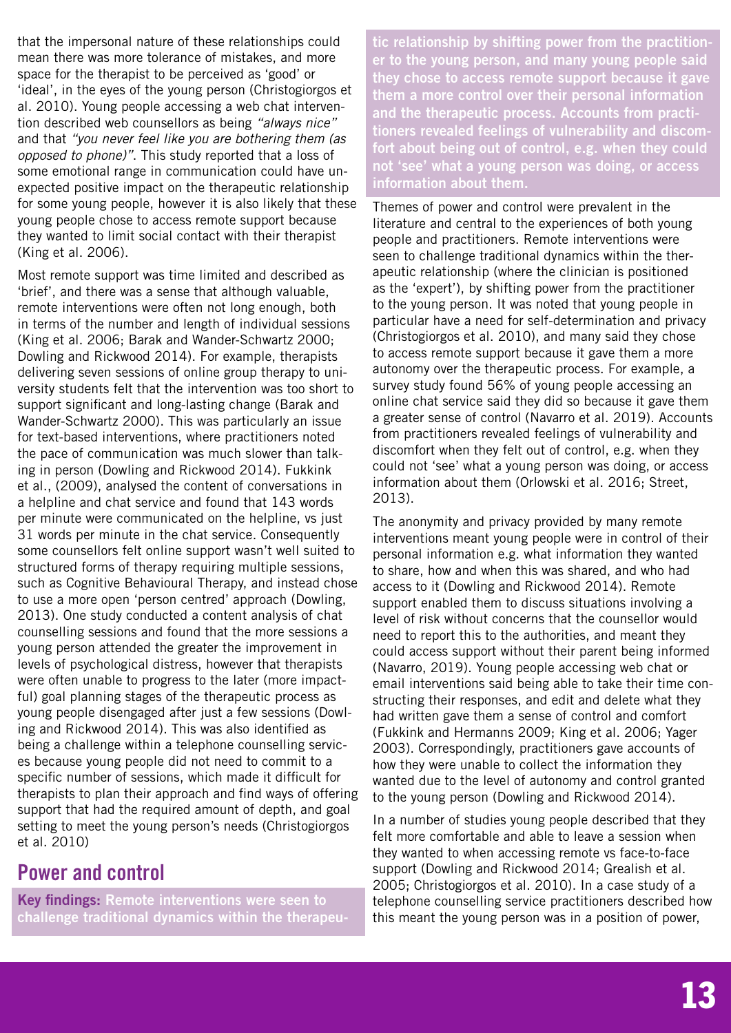that the impersonal nature of these relationships could mean there was more tolerance of mistakes, and more space for the therapist to be perceived as 'good' or 'ideal', in the eyes of the young person (Christogiorgos et al. 2010). Young people accessing a web chat intervention described web counsellors as being *"always nice"* and that *"you never feel like you are bothering them (as opposed to phone)"*. This study reported that a loss of some emotional range in communication could have unexpected positive impact on the therapeutic relationship for some young people, however it is also likely that these young people chose to access remote support because they wanted to limit social contact with their therapist (King et al. 2006).

Most remote support was time limited and described as 'brief', and there was a sense that although valuable, remote interventions were often not long enough, both in terms of the number and length of individual sessions (King et al. 2006; Barak and Wander-Schwartz 2000; Dowling and Rickwood 2014). For example, therapists delivering seven sessions of online group therapy to university students felt that the intervention was too short to support significant and long-lasting change (Barak and Wander-Schwartz 2000). This was particularly an issue for text-based interventions, where practitioners noted the pace of communication was much slower than talking in person (Dowling and Rickwood 2014). Fukkink et al., (2009), analysed the content of conversations in a helpline and chat service and found that 143 words per minute were communicated on the helpline, vs just 31 words per minute in the chat service. Consequently some counsellors felt online support wasn't well suited to structured forms of therapy requiring multiple sessions, such as Cognitive Behavioural Therapy, and instead chose to use a more open 'person centred' approach (Dowling, 2013). One study conducted a content analysis of chat counselling sessions and found that the more sessions a young person attended the greater the improvement in levels of psychological distress, however that therapists were often unable to progress to the later (more impactful) goal planning stages of the therapeutic process as young people disengaged after just a few sessions (Dowling and Rickwood 2014). This was also identified as being a challenge within a telephone counselling services because young people did not need to commit to a specific number of sessions, which made it difficult for therapists to plan their approach and find ways of offering support that had the required amount of depth, and goal setting to meet the young person's needs (Christogiorgos et al. 2010)

## Power and control

**Key findings:** Remote interventions were seen to challenge traditional dynamics within the therapeutic relationship by shifting power from the practitioner to the young person, and many young people said they chose to access remote support because it gave them a more control over their personal information and the therapeutic process. Accounts from practitioners revealed feelings of vulnerability and discomfort about being out of control, e.g. when they could not 'see' what a young person was doing, or access information about them.

Themes of power and control were prevalent in the literature and central to the experiences of both young people and practitioners. Remote interventions were seen to challenge traditional dynamics within the therapeutic relationship (where the clinician is positioned as the 'expert'), by shifting power from the practitioner to the young person. It was noted that young people in particular have a need for self-determination and privacy (Christogiorgos et al. 2010), and many said they chose to access remote support because it gave them a more autonomy over the therapeutic process. For example, a survey study found 56% of young people accessing an online chat service said they did so because it gave them a greater sense of control (Navarro et al. 2019). Accounts from practitioners revealed feelings of vulnerability and discomfort when they felt out of control, e.g. when they could not 'see' what a young person was doing, or access information about them (Orlowski et al. 2016; Street, 2013).

The anonymity and privacy provided by many remote interventions meant young people were in control of their personal information e.g. what information they wanted to share, how and when this was shared, and who had access to it (Dowling and Rickwood 2014). Remote support enabled them to discuss situations involving a level of risk without concerns that the counsellor would need to report this to the authorities, and meant they could access support without their parent being informed (Navarro, 2019). Young people accessing web chat or email interventions said being able to take their time constructing their responses, and edit and delete what they had written gave them a sense of control and comfort (Fukkink and Hermanns 2009; King et al. 2006; Yager 2003). Correspondingly, practitioners gave accounts of how they were unable to collect the information they wanted due to the level of autonomy and control granted to the young person (Dowling and Rickwood 2014).

In a number of studies young people described that they felt more comfortable and able to leave a session when they wanted to when accessing remote vs face-to-face support (Dowling and Rickwood 2014; Grealish et al. 2005; Christogiorgos et al. 2010). In a case study of a telephone counselling service practitioners described how this meant the young person was in a position of power,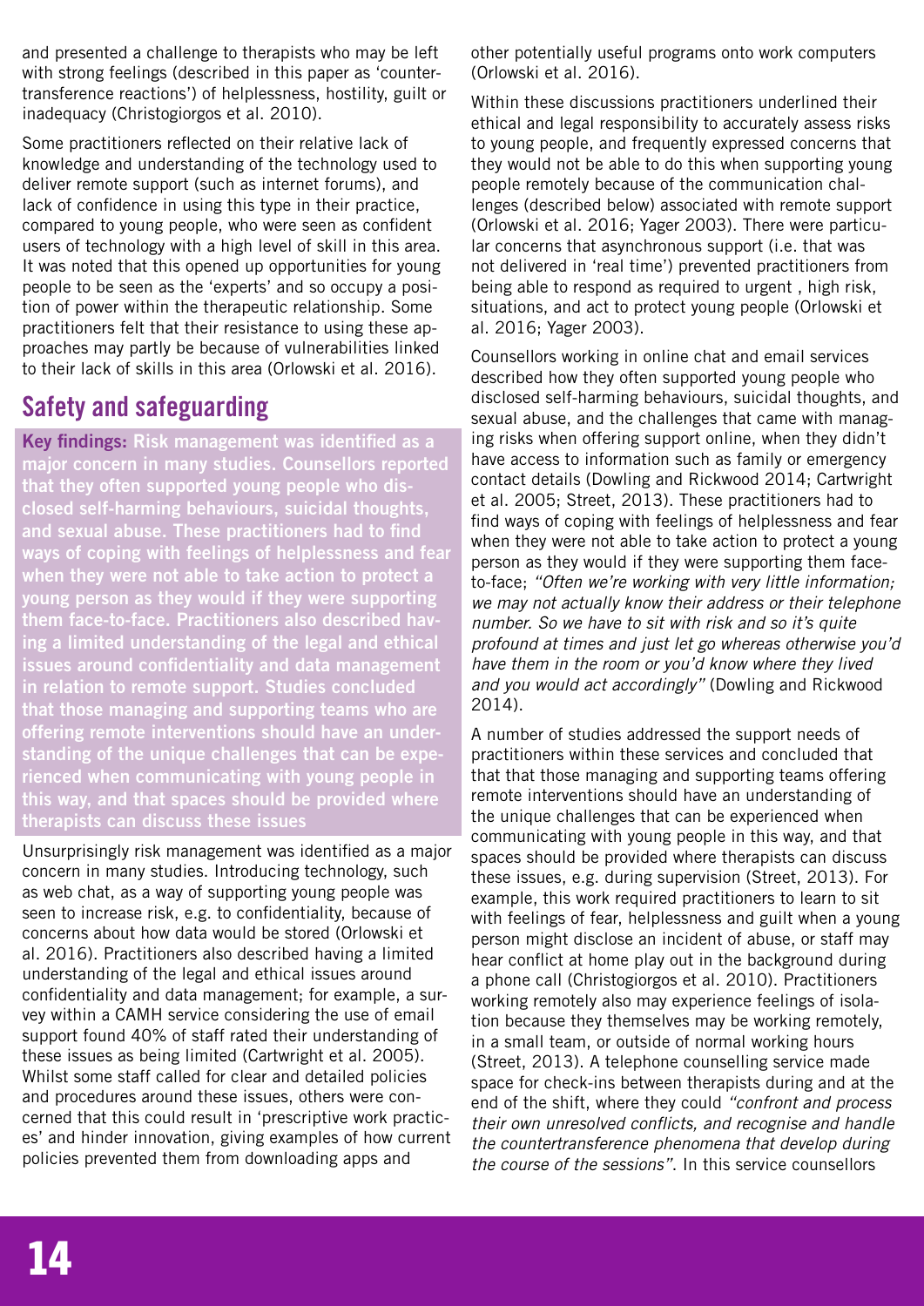and presented a challenge to therapists who may be left with strong feelings (described in this paper as 'counter-transference reactions') of helplessness, hostility, guilt or inadequacy (Christogiorgos et al. 2010).

Some practitioners reflected on their relative lack of knowledge and understanding of the technology used to deliver remote support (such as internet forums), and lack of confidence in using this type in their practice, compared to young people, who were seen as confident users of technology with a high level of skill in this area. It was noted that this opened up opportunities for young people to be seen as the 'experts' and so occupy a position of power within the therapeutic relationship. Some practitioners felt that their resistance to using these approaches may partly be because of vulnerabilities linked to their lack of skills in this area (Orlowski et al. 2016).

## Safety and safeguarding

**Key findings:** **Risk management was identified as a major concern in many studies. Counsellors reported that they often supported young people who disclosed self-harming behaviours, suicidal thoughts, and sexual abuse. These practitioners had to find ways of coping with feelings of helplessness and fear when they were not able to take action to protect a young person as they would if they were supporting them face-to-face. Practitioners also described having a limited understanding of the legal and ethical issues around confidentiality and data management in relation to remote support. Studies concluded that those managing and supporting teams who are offering remote interventions should have an understanding of the unique challenges that can be experienced when communicating with young people in this way, and that spaces should be provided where therapists can discuss these issues**

Unsurprisingly risk management was identified as a major concern in many studies. Introducing technology, such as web chat, as a way of supporting young people was seen to increase risk, e.g. to confidentiality, because of concerns about how data would be stored (Orlowski et al. 2016). Practitioners also described having a limited understanding of the legal and ethical issues around confidentiality and data management; for example, a survey within a CAMH service considering the use of email support found 40% of staff rated their understanding of these issues as being limited (Cartwright et al. 2005). Whilst some staff called for clear and detailed policies and procedures around these issues, others were concerned that this could result in 'prescriptive work practices' and hinder innovation, giving examples of how current policies prevented them from downloading apps and other potentially useful programs onto work computers (Orlowski et al. 2016).

Within these discussions practitioners underlined their ethical and legal responsibility to accurately assess risks to young people, and frequently expressed concerns that they would not be able to do this when supporting young people remotely because of the communication challenges (described below) associated with remote support (Orlowski et al. 2016; Yager 2003). There were particular concerns that asynchronous support (i.e. that was not delivered in 'real time') prevented practitioners from being able to respond as required to urgent , high risk, situations, and act to protect young people (Orlowski et al. 2016; Yager 2003).

Counsellors working in online chat and email services described how they often supported young people who disclosed self-harming behaviours, suicidal thoughts, and sexual abuse, and the challenges that came with managing risks when offering support online, when they didn't have access to information such as family or emergency contact details (Dowling and Rickwood 2014; Cartwright et al. 2005; Street, 2013). These practitioners had to find ways of coping with feelings of helplessness and fear when they were not able to take action to protect a young person as they would if they were supporting them face-to-face; *"Often we're working with very little information; we may not actually know their address or their telephone number. So we have to sit with risk and so it's quite profound at times and just let go whereas otherwise you'd have them in the room or you'd know where they lived and you would act accordingly"* (Dowling and Rickwood 2014).

A number of studies addressed the support needs of practitioners within these services and concluded that that that those managing and supporting teams offering remote interventions should have an understanding of the unique challenges that can be experienced when communicating with young people in this way, and that spaces should be provided where therapists can discuss these issues, e.g. during supervision (Street, 2013). For example, this work required practitioners to learn to sit with feelings of fear, helplessness and guilt when a young person might disclose an incident of abuse, or staff may hear conflict at home play out in the background during a phone call (Christogiorgos et al. 2010). Practitioners working remotely also may experience feelings of isolation because they themselves may be working remotely, in a small team, or outside of normal working hours (Street, 2013). A telephone counselling service made space for check-ins between therapists during and at the end of the shift, where they could *"confront and process their own unresolved conflicts, and recognise and handle the countertransference phenomena that develop during the course of the sessions"*. In this service counsellors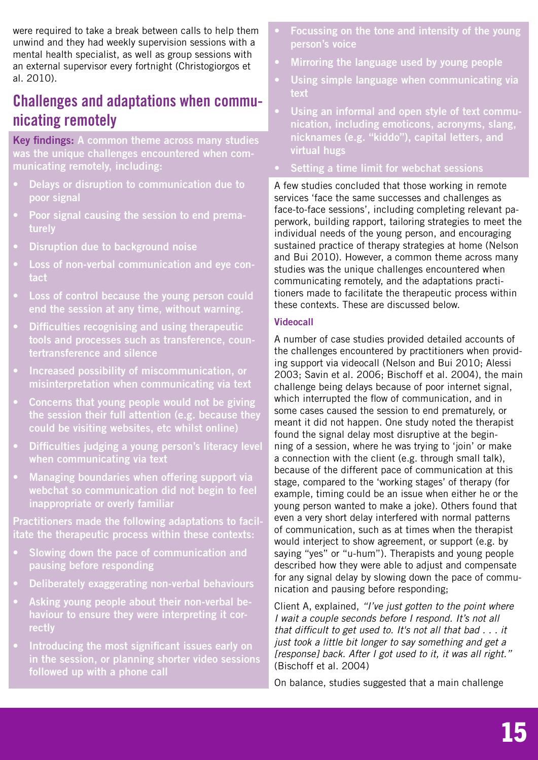were required to take a break between calls to help them unwind and they had weekly supervision sessions with a mental health specialist, as well as group sessions with an external supervisor every fortnight (Christogiorgos et al. 2010).

## Challenges and adaptations when communicating remotely

**Key findings:** A common theme across many studies was the unique challenges encountered when communicating remotely, including:

- Delays or disruption to communication due to poor signal
- Poor signal causing the session to end prematurely
- Disruption due to background noise
- Loss of non-verbal communication and eye contact
- Loss of control because the young person could end the session at any time, without warning.
- Difficulties recognising and using therapeutic tools and processes such as transference, countertransference and silence
- Increased possibility of miscommunication, or misinterpretation when communicating via text
- Concerns that young people would not be giving the session their full attention (e.g. because they could be visiting websites, etc whilst online)
- Difficulties judging a young person's literacy level when communicating via text
- Managing boundaries when offering support via webchat so communication did not begin to feel inappropriate or overly familiar

Practitioners made the following adaptations to facilitate the therapeutic process within these contexts:

- Slowing down the pace of communication and pausing before responding
- Deliberately exaggerating non-verbal behaviours
- Asking young people about their non-verbal behaviour to ensure they were interpreting it correctly
- Introducing the most significant issues early on in the session, or planning shorter video sessions followed up with a phone call
- Focussing on the tone and intensity of the young person's voice
- Mirroring the language used by young people
- Using simple language when communicating via text
- Using an informal and open style of text communication, including emoticons, acronyms, slang, nicknames (e.g. "kiddo"), capital letters, and virtual hugs
- Setting a time limit for webchat sessions

A few studies concluded that those working in remote services 'face the same successes and challenges as face-to-face sessions', including completing relevant paperwork, building rapport, tailoring strategies to meet the individual needs of the young person, and encouraging sustained practice of therapy strategies at home (Nelson and Bui 2010). However, a common theme across many studies was the unique challenges encountered when communicating remotely, and the adaptations practitioners made to facilitate the therapeutic process within these contexts. These are discussed below.

### Videocall

A number of case studies provided detailed accounts of the challenges encountered by practitioners when providing support via videocall (Nelson and Bui 2010; Alessi 2003; Savin et al. 2006; Bischoff et al. 2004), the main challenge being delays because of poor internet signal, which interrupted the flow of communication, and in some cases caused the session to end prematurely, or meant it did not happen. One study noted the therapist found the signal delay most disruptive at the beginning of a session, where he was trying to 'join' or make a connection with the client (e.g. through small talk), because of the different pace of communication at this stage, compared to the 'working stages' of therapy (for example, timing could be an issue when either he or the young person wanted to make a joke). Others found that even a very short delay interfered with normal patterns of communication, such as at times when the therapist would interject to show agreement, or support (e.g. by saying "yes" or "u-hum"). Therapists and young people described how they were able to adjust and compensate for any signal delay by slowing down the pace of communication and pausing before responding;

Client A, explained, *"I've just gotten to the point where I wait a couple seconds before I respond. It's not all that difficult to get used to. It's not all that bad . . . it just took a little bit longer to say something and get a [response] back. After I got used to it, it was all right."* (Bischoff et al. 2004)

On balance, studies suggested that a main challenge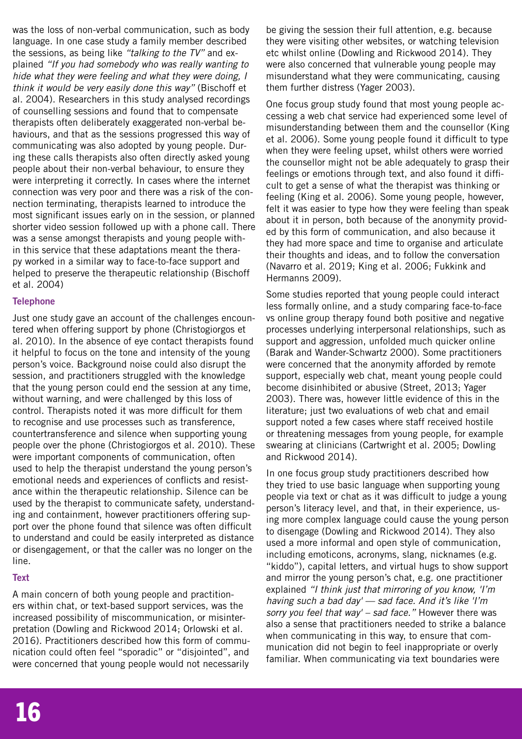was the loss of non-verbal communication, such as body language. In one case study a family member described the sessions, as being like *"talking to the TV"* and explained *"If you had somebody who was really wanting to hide what they were feeling and what they were doing, I think it would be very easily done this way"* (Bischoff et al. 2004). Researchers in this study analysed recordings of counselling sessions and found that to compensate therapists often deliberately exaggerated non-verbal behaviours, and that as the sessions progressed this way of communicating was also adopted by young people. During these calls therapists also often directly asked young people about their non-verbal behaviour, to ensure they were interpreting it correctly. In cases where the internet connection was very poor and there was a risk of the connection terminating, therapists learned to introduce the most significant issues early on in the session, or planned shorter video session followed up with a phone call. There was a sense amongst therapists and young people within this service that these adaptations meant the therapy worked in a similar way to face-to-face support and helped to preserve the therapeutic relationship (Bischoff et al. 2004)

### Telephone

Just one study gave an account of the challenges encountered when offering support by phone (Christogiorgos et al. 2010). In the absence of eye contact therapists found it helpful to focus on the tone and intensity of the young person's voice. Background noise could also disrupt the session, and practitioners struggled with the knowledge that the young person could end the session at any time, without warning, and were challenged by this loss of control. Therapists noted it was more difficult for them to recognise and use processes such as transference, countertransference and silence when supporting young people over the phone (Christogiorgos et al. 2010). These were important components of communication, often used to help the therapist understand the young person's emotional needs and experiences of conflicts and resistance within the therapeutic relationship. Silence can be used by the therapist to communicate safety, understanding and containment, however practitioners offering support over the phone found that silence was often difficult to understand and could be easily interpreted as distance or disengagement, or that the caller was no longer on the line.

### Text

A main concern of both young people and practitioners within chat, or text-based support services, was the increased possibility of miscommunication, or misinterpretation (Dowling and Rickwood 2014; Orlowski et al. 2016). Practitioners described how this form of communication could often feel "sporadic" or "disjointed", and were concerned that young people would not necessarily be giving the session their full attention, e.g. because they were visiting other websites, or watching television etc whilst online (Dowling and Rickwood 2014). They were also concerned that vulnerable young people may misunderstand what they were communicating, causing them further distress (Yager 2003).

One focus group study found that most young people accessing a web chat service had experienced some level of misunderstanding between them and the counsellor (King et al. 2006). Some young people found it difficult to type when they were feeling upset, whilst others were worried the counsellor might not be able adequately to grasp their feelings or emotions through text, and also found it difficult to get a sense of what the therapist was thinking or feeling (King et al. 2006). Some young people, however, felt it was easier to type how they were feeling than speak about it in person, both because of the anonymity provided by this form of communication, and also because it they had more space and time to organise and articulate their thoughts and ideas, and to follow the conversation (Navarro et al. 2019; King et al. 2006; Fukkink and Hermanns 2009).

Some studies reported that young people could interact less formally online, and a study comparing face-to-face vs online group therapy found both positive and negative processes underlying interpersonal relationships, such as support and aggression, unfolded much quicker online (Barak and Wander-Schwartz 2000). Some practitioners were concerned that the anonymity afforded by remote support, especially web chat, meant young people could become disinhibited or abusive (Street, 2013; Yager 2003). There was, however little evidence of this in the literature; just two evaluations of web chat and email support noted a few cases where staff received hostile or threatening messages from young people, for example swearing at clinicians (Cartwright et al. 2005; Dowling and Rickwood 2014).

In one focus group study practitioners described how they tried to use basic language when supporting young people via text or chat as it was difficult to judge a young person's literacy level, and that, in their experience, using more complex language could cause the young person to disengage (Dowling and Rickwood 2014). They also used a more informal and open style of communication, including emoticons, acronyms, slang, nicknames (e.g. "kiddo"), capital letters, and virtual hugs to show support and mirror the young person's chat, e.g. one practitioner explained *"I think just that mirroring of you know, 'I'm having such a bad day' — sad face. And it's like 'I'm sorry you feel that way' – sad face."* However there was also a sense that practitioners needed to strike a balance when communicating in this way, to ensure that communication did not begin to feel inappropriate or overly familiar. When communicating via text boundaries were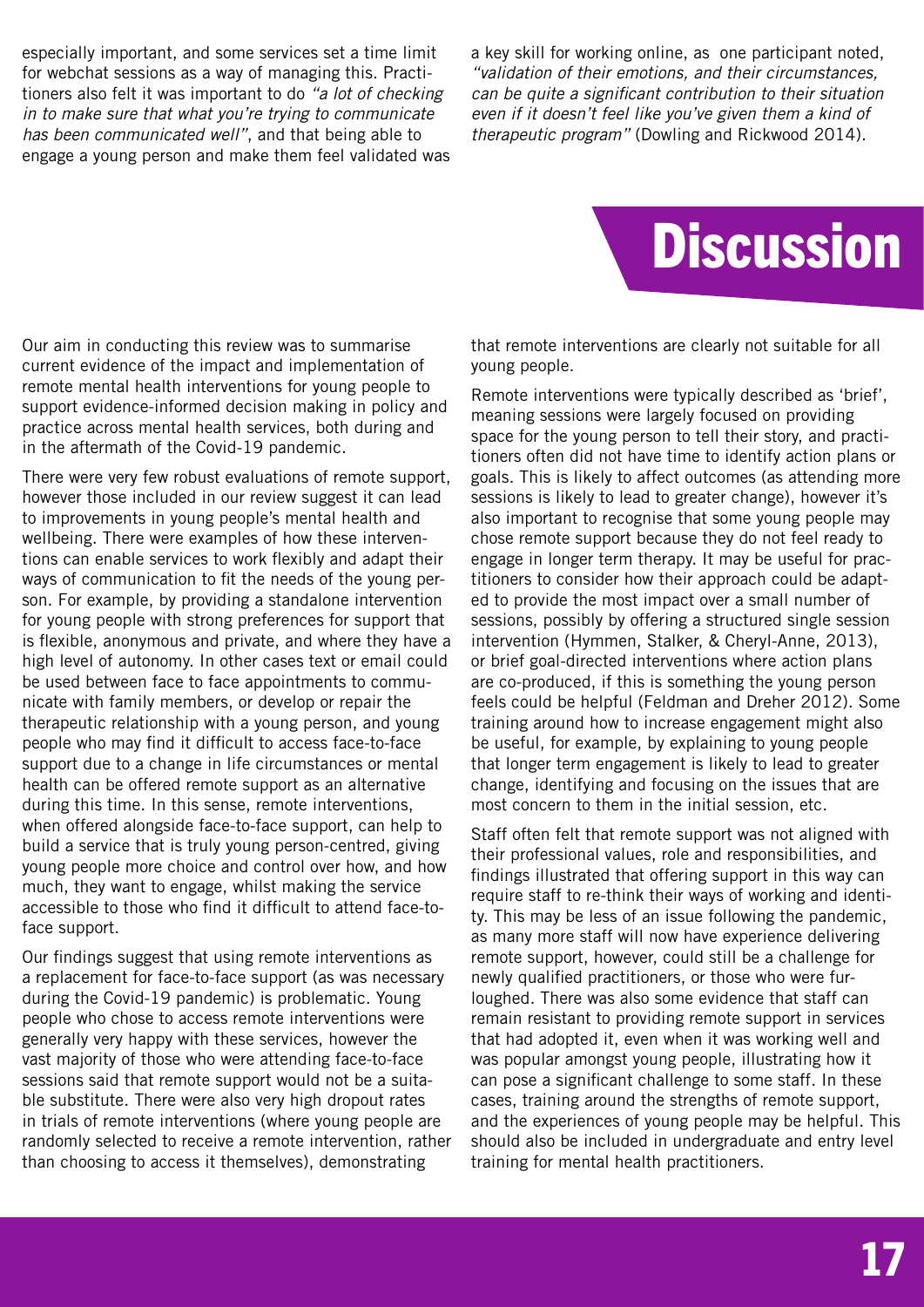especially important, and some services set a time limit for webchat sessions as a way of managing this. Practitioners also felt it was important to do *"a lot of checking in to make sure that what you're trying to communicate has been communicated well"*, and that being able to engage a young person and make them feel validated was a key skill for working online, as one participant noted, *"validation of their emotions, and their circumstances, can be quite a significant contribution to their situation even if it doesn't feel like you've given them a kind of therapeutic program"* (Dowling and Rickwood 2014).

# Discussion

Our aim in conducting this review was to summarise current evidence of the impact and implementation of remote mental health interventions for young people to support evidence-informed decision making in policy and practice across mental health services, both during and in the aftermath of the Covid-19 pandemic.

There were very few robust evaluations of remote support, however those included in our review suggest it can lead to improvements in young people's mental health and wellbeing. There were examples of how these interventions can enable services to work flexibly and adapt their ways of communication to fit the needs of the young person. For example, by providing a standalone intervention for young people with strong preferences for support that is flexible, anonymous and private, and where they have a high level of autonomy. In other cases text or email could be used between face to face appointments to communicate with family members, or develop or repair the therapeutic relationship with a young person, and young people who may find it difficult to access face-to-face support due to a change in life circumstances or mental health can be offered remote support as an alternative during this time. In this sense, remote interventions, when offered alongside face-to-face support, can help to build a service that is truly young person-centred, giving young people more choice and control over how, and how much, they want to engage, whilst making the service accessible to those who find it difficult to attend face-to-face support.

Our findings suggest that using remote interventions as a replacement for face-to-face support (as was necessary during the Covid-19 pandemic) is problematic. Young people who chose to access remote interventions were generally very happy with these services, however the vast majority of those who were attending face-to-face sessions said that remote support would not be a suitable substitute. There were also very high dropout rates in trials of remote interventions (where young people are randomly selected to receive a remote intervention, rather than choosing to access it themselves), demonstrating that remote interventions are clearly not suitable for all young people.

Remote interventions were typically described as 'brief', meaning sessions were largely focused on providing space for the young person to tell their story, and practitioners often did not have time to identify action plans or goals. This is likely to affect outcomes (as attending more sessions is likely to lead to greater change), however it's also important to recognise that some young people may chose remote support because they do not feel ready to engage in longer term therapy. It may be useful for practitioners to consider how their approach could be adapted to provide the most impact over a small number of sessions, possibly by offering a structured single session intervention (Hymmen, Stalker, & Cheryl-Anne, 2013), or brief goal-directed interventions where action plans are co-produced, if this is something the young person feels could be helpful (Feldman and Dreher 2012). Some training around how to increase engagement might also be useful, for example, by explaining to young people that longer term engagement is likely to lead to greater change, identifying and focusing on the issues that are most concern to them in the initial session, etc.

Staff often felt that remote support was not aligned with their professional values, role and responsibilities, and findings illustrated that offering support in this way can require staff to re-think their ways of working and identity. This may be less of an issue following the pandemic, as many more staff will now have experience delivering remote support, however, could still be a challenge for newly qualified practitioners, or those who were furloughed. There was also some evidence that staff can remain resistant to providing remote support in services that had adopted it, even when it was working well and was popular amongst young people, illustrating how it can pose a significant challenge to some staff. In these cases, training around the strengths of remote support, and the experiences of young people may be helpful. This should also be included in undergraduate and entry level training for mental health practitioners.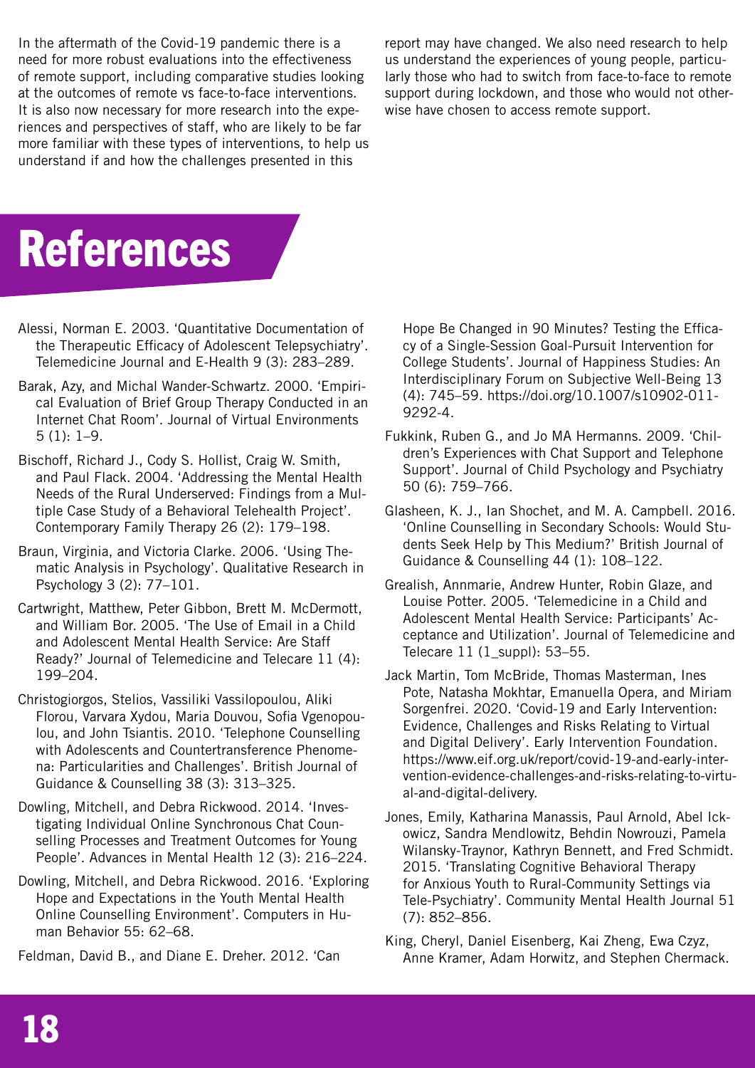In the aftermath of the Covid-19 pandemic there is a need for more robust evaluations into the effectiveness of remote support, including comparative studies looking at the outcomes of remote vs face-to-face interventions. It is also now necessary for more research into the experiences and perspectives of staff, who are likely to be far more familiar with these types of interventions, to help us understand if and how the challenges presented in this report may have changed. We also need research to help us understand the experiences of young people, particularly those who had to switch from face-to-face to remote support during lockdown, and those who would not otherwise have chosen to access remote support.

# References

Alessi, Norman E. 2003. 'Quantitative Documentation of the Therapeutic Efficacy of Adolescent Telepsychiatry'. Telemedicine Journal and E-Health 9 (3): 283–289.

Barak, Azy, and Michal Wander-Schwartz. 2000. 'Empirical Evaluation of Brief Group Therapy Conducted in an Internet Chat Room'. Journal of Virtual Environments 5 (1): 1–9.

Bischoff, Richard J., Cody S. Hollist, Craig W. Smith, and Paul Flack. 2004. 'Addressing the Mental Health Needs of the Rural Underserved: Findings from a Multiple Case Study of a Behavioral Telehealth Project'. Contemporary Family Therapy 26 (2): 179–198.

Braun, Virginia, and Victoria Clarke. 2006. 'Using Thematic Analysis in Psychology'. Qualitative Research in Psychology 3 (2): 77–101.

Cartwright, Matthew, Peter Gibbon, Brett M. McDermott, and William Bor. 2005. 'The Use of Email in a Child and Adolescent Mental Health Service: Are Staff Ready?' Journal of Telemedicine and Telecare 11 (4): 199–204.

Christogiorgos, Stelios, Vassiliki Vassilopoulou, Aliki Florou, Varvara Xydou, Maria Douvou, Sofia Vgenopoulou, and John Tsiantis. 2010. 'Telephone Counselling with Adolescents and Countertransference Phenomena: Particularities and Challenges'. British Journal of Guidance & Counselling 38 (3): 313–325.

Dowling, Mitchell, and Debra Rickwood. 2014. 'Investigating Individual Online Synchronous Chat Counselling Processes and Treatment Outcomes for Young People'. Advances in Mental Health 12 (3): 216–224.

Dowling, Mitchell, and Debra Rickwood. 2016. 'Exploring Hope and Expectations in the Youth Mental Health Online Counselling Environment'. Computers in Human Behavior 55: 62–68.

Feldman, David B., and Diane E. Dreher. 2012. 'Can Hope Be Changed in 90 Minutes? Testing the Efficacy of a Single-Session Goal-Pursuit Intervention for College Students'. Journal of Happiness Studies: An Interdisciplinary Forum on Subjective Well-Being 13 (4): 745–59. https://doi.org/10.1007/s10902-011-9292-4.

Fukkink, Ruben G., and Jo MA Hermanns. 2009. 'Children's Experiences with Chat Support and Telephone Support'. Journal of Child Psychology and Psychiatry 50 (6): 759–766.

Glasheen, K. J., Ian Shochet, and M. A. Campbell. 2016. 'Online Counselling in Secondary Schools: Would Students Seek Help by This Medium?' British Journal of Guidance & Counselling 44 (1): 108–122.

Grealish, Annmarie, Andrew Hunter, Robin Glaze, and Louise Potter. 2005. 'Telemedicine in a Child and Adolescent Mental Health Service: Participants' Acceptance and Utilization'. Journal of Telemedicine and Telecare 11 (1_suppl): 53–55.

Jack Martin, Tom McBride, Thomas Masterman, Ines Pote, Natasha Mokhtar, Emanuella Opera, and Miriam Sorgenfrei. 2020. 'Covid-19 and Early Intervention: Evidence, Challenges and Risks Relating to Virtual and Digital Delivery'. Early Intervention Foundation. https://www.eif.org.uk/report/covid-19-and-early-intervention-evidence-challenges-and-risks-relating-to-virtual-and-digital-delivery.

Jones, Emily, Katharina Manassis, Paul Arnold, Abel Ickowicz, Sandra Mendlowitz, Behdin Nowrouzi, Pamela Wilansky-Traynor, Kathryn Bennett, and Fred Schmidt. 2015. 'Translating Cognitive Behavioral Therapy for Anxious Youth to Rural-Community Settings via Tele-Psychiatry'. Community Mental Health Journal 51 (7): 852–856.

King, Cheryl, Daniel Eisenberg, Kai Zheng, Ewa Czyz, Anne Kramer, Adam Horwitz, and Stephen Chermack.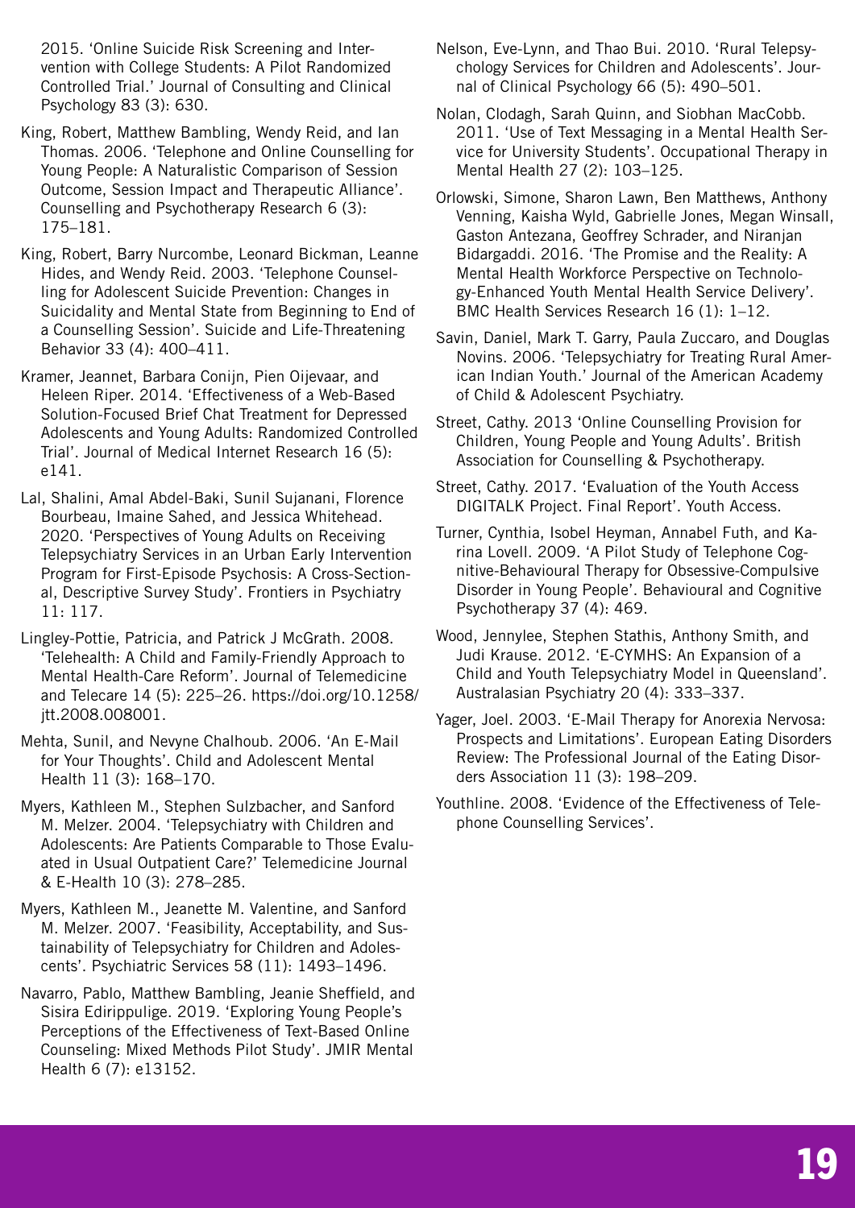2015. 'Online Suicide Risk Screening and Intervention with College Students: A Pilot Randomized Controlled Trial.' Journal of Consulting and Clinical Psychology 83 (3): 630.

King, Robert, Matthew Bambling, Wendy Reid, and Ian Thomas. 2006. 'Telephone and Online Counselling for Young People: A Naturalistic Comparison of Session Outcome, Session Impact and Therapeutic Alliance'. Counselling and Psychotherapy Research 6 (3): 175–181.

King, Robert, Barry Nurcombe, Leonard Bickman, Leanne Hides, and Wendy Reid. 2003. 'Telephone Counselling for Adolescent Suicide Prevention: Changes in Suicidality and Mental State from Beginning to End of a Counselling Session'. Suicide and Life-Threatening Behavior 33 (4): 400–411.

Kramer, Jeannet, Barbara Conijn, Pien Oijevaar, and Heleen Riper. 2014. 'Effectiveness of a Web-Based Solution-Focused Brief Chat Treatment for Depressed Adolescents and Young Adults: Randomized Controlled Trial'. Journal of Medical Internet Research 16 (5): e141.

Lal, Shalini, Amal Abdel-Baki, Sunil Sujanani, Florence Bourbeau, Imaine Sahed, and Jessica Whitehead. 2020. 'Perspectives of Young Adults on Receiving Telepsychiatry Services in an Urban Early Intervention Program for First-Episode Psychosis: A Cross-Sectional, Descriptive Survey Study'. Frontiers in Psychiatry 11: 117.

Lingley-Pottie, Patricia, and Patrick J McGrath. 2008. 'Telehealth: A Child and Family-Friendly Approach to Mental Health-Care Reform'. Journal of Telemedicine and Telecare 14 (5): 225–26. https://doi.org/10.1258/jtt.2008.008001.

Mehta, Sunil, and Nevyne Chalhoub. 2006. 'An E-Mail for Your Thoughts'. Child and Adolescent Mental Health 11 (3): 168–170.

Myers, Kathleen M., Stephen Sulzbacher, and Sanford M. Melzer. 2004. 'Telepsychiatry with Children and Adolescents: Are Patients Comparable to Those Evaluated in Usual Outpatient Care?' Telemedicine Journal & E-Health 10 (3): 278–285.

Myers, Kathleen M., Jeanette M. Valentine, and Sanford M. Melzer. 2007. 'Feasibility, Acceptability, and Sustainability of Telepsychiatry for Children and Adolescents'. Psychiatric Services 58 (11): 1493–1496.

Navarro, Pablo, Matthew Bambling, Jeanie Sheffield, and Sisira Edirippulige. 2019. 'Exploring Young People's Perceptions of the Effectiveness of Text-Based Online Counseling: Mixed Methods Pilot Study'. JMIR Mental Health 6 (7): e13152.

Nelson, Eve-Lynn, and Thao Bui. 2010. 'Rural Telepsychology Services for Children and Adolescents'. Journal of Clinical Psychology 66 (5): 490–501.

Nolan, Clodagh, Sarah Quinn, and Siobhan MacCobb. 2011. 'Use of Text Messaging in a Mental Health Service for University Students'. Occupational Therapy in Mental Health 27 (2): 103–125.

Orlowski, Simone, Sharon Lawn, Ben Matthews, Anthony Venning, Kaisha Wyld, Gabrielle Jones, Megan Winsall, Gaston Antezana, Geoffrey Schrader, and Niranjan Bidargaddi. 2016. 'The Promise and the Reality: A Mental Health Workforce Perspective on Technology-Enhanced Youth Mental Health Service Delivery'. BMC Health Services Research 16 (1): 1–12.

Savin, Daniel, Mark T. Garry, Paula Zuccaro, and Douglas Novins. 2006. 'Telepsychiatry for Treating Rural American Indian Youth.' Journal of the American Academy of Child & Adolescent Psychiatry.

Street, Cathy. 2013 'Online Counselling Provision for Children, Young People and Young Adults'. British Association for Counselling & Psychotherapy.

Street, Cathy. 2017. 'Evaluation of the Youth Access DIGITALK Project. Final Report'. Youth Access.

Turner, Cynthia, Isobel Heyman, Annabel Futh, and Karina Lovell. 2009. 'A Pilot Study of Telephone Cognitive-Behavioural Therapy for Obsessive-Compulsive Disorder in Young People'. Behavioural and Cognitive Psychotherapy 37 (4): 469.

Wood, Jennylee, Stephen Stathis, Anthony Smith, and Judi Krause. 2012. 'E-CYMHS: An Expansion of a Child and Youth Telepsychiatry Model in Queensland'. Australasian Psychiatry 20 (4): 333–337.

Yager, Joel. 2003. 'E-Mail Therapy for Anorexia Nervosa: Prospects and Limitations'. European Eating Disorders Review: The Professional Journal of the Eating Disorders Association 11 (3): 198–209.

Youthline. 2008. 'Evidence of the Effectiveness of Telephone Counselling Services'.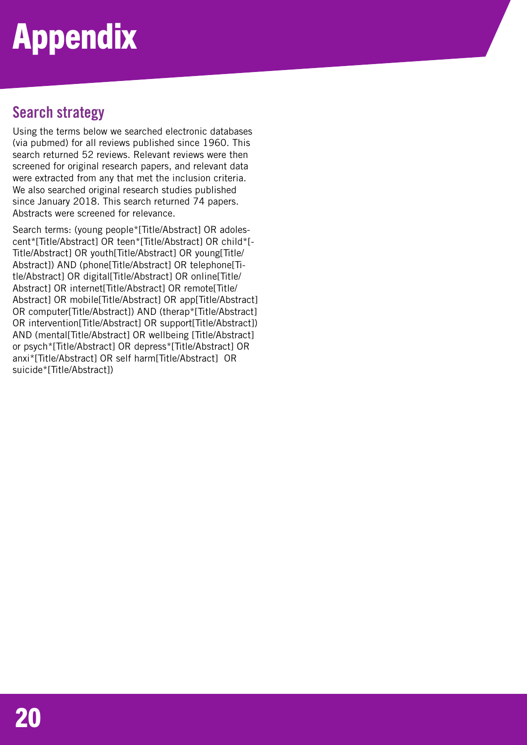# Appendix

## Search strategy

Using the terms below we searched electronic databases (via pubmed) for all reviews published since 1960. This search returned 52 reviews. Relevant reviews were then screened for original research papers, and relevant data were extracted from any that met the inclusion criteria. We also searched original research studies published since January 2018. This search returned 74 papers. Abstracts were screened for relevance.

Search terms: (young people*[Title/Abstract] OR adolescent*[Title/Abstract] OR teen*[Title/Abstract] OR child*[Title/Abstract] OR youth[Title/Abstract] OR young[Title/Abstract]) AND (phone[Title/Abstract] OR telephone[Title/Abstract] OR digital[Title/Abstract] OR online[Title/Abstract] OR internet[Title/Abstract] OR remote[Title/Abstract] OR mobile[Title/Abstract] OR app[Title/Abstract] OR computer[Title/Abstract]) AND (therap*[Title/Abstract] OR intervention[Title/Abstract] OR support[Title/Abstract]) AND (mental[Title/Abstract] OR wellbeing [Title/Abstract] or psych*[Title/Abstract] OR depress*[Title/Abstract] OR anxi*[Title/Abstract] OR self harm[Title/Abstract] OR suicide*[Title/Abstract])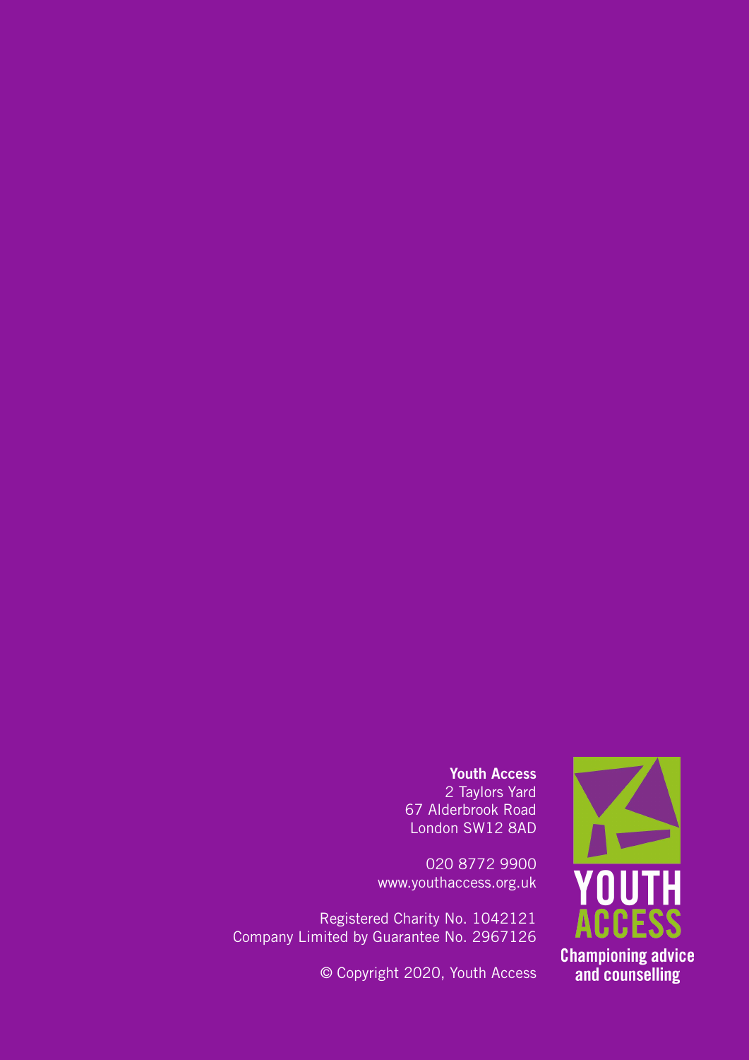**Youth Access**
2 Taylors Yard
67 Alderbrook Road
London SW12 8AD

020 8772 9900
www.youthaccess.org.uk

Registered Charity No. 1042121
Company Limited by Guarantee No. 2967126

© Copyright 2020, Youth Access

YOUTH ACCESS
**Championing advice and counselling**